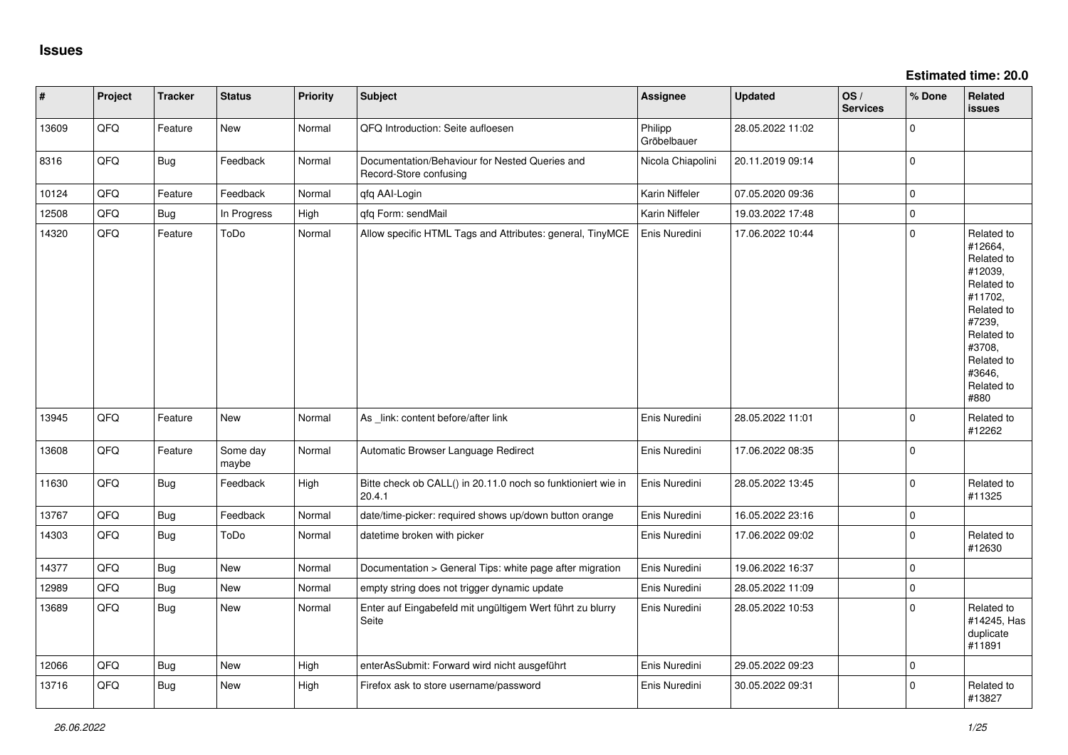# Issues

**Estimated time: 20.0**

| # | Project | Tracker | Status | Priority | Subject | Assignee | Updated | OS / Services | % Done | Related issues |
|---|---|---|---|---|---|---|---|---|---|---|
| 13609 | QFO | Feature | New | Normal | QFQ Introduction: Seite aufloesen | Philipp Gröbelbauer | 28.05.2022 11:02 | | 0 | |
| 8316 | QFQ | Bug | Feedback | Normal | Documentation/Behaviour for Nested Queries and Record-Store confusing | Nicola Chiapolini | 20.11.2019 09:14 | | 0 | |
| 10124 | QFQ | Feature | Feedback | Normal | qfq AAI-Login | Karin Niffeler | 07.05.2020 09:36 | | 0 | |
| 12508 | QFQ | Bug | In Progress | High | qfq Form: sendMail | Karin Niffeler | 19.03.2022 17:48 | | 0 | |
| 14320 | QFQ | Feature | ToDo | Normal | Allow specific HTML Tags and Attributes: general, TinyMCE | Enis Nuredini | 17.06.2022 10:44 | | 0 | Related to #12664, Related to #12039, Related to #11702, Related to #7239, Related to #3708, Related to #3646, Related to #880 |
| 13945 | QFQ | Feature | New | Normal | As _link: content before/after link | Enis Nuredini | 28.05.2022 11:01 | | 0 | Related to #12262 |
| 13608 | QFQ | Feature | Some day maybe | Normal | Automatic Browser Language Redirect | Enis Nuredini | 17.06.2022 08:35 | | 0 | |
| 11630 | QFQ | Bug | Feedback | High | Bitte check ob CALL() in 20.11.0 noch so funktioniert wie in 20.4.1 | Enis Nuredini | 28.05.2022 13:45 | | 0 | Related to #11325 |
| 13767 | QFQ | Bug | Feedback | Normal | date/time-picker: required shows up/down button orange | Enis Nuredini | 16.05.2022 23:16 | | 0 | |
| 14303 | QFQ | Bug | ToDo | Normal | datetime broken with picker | Enis Nuredini | 17.06.2022 09:02 | | 0 | Related to #12630 |
| 14377 | QFQ | Bug | New | Normal | Documentation > General Tips: white page after migration | Enis Nuredini | 19.06.2022 16:37 | | 0 | |
| 12989 | QFQ | Bug | New | Normal | empty string does not trigger dynamic update | Enis Nuredini | 28.05.2022 11:09 | | 0 | |
| 13689 | QFQ | Bug | New | Normal | Enter auf Eingabefeld mit ungültigem Wert führt zu blurry Seite | Enis Nuredini | 28.05.2022 10:53 | | 0 | Related to #14245, Has duplicate #11891 |
| 12066 | QFQ | Bug | New | High | enterAsSubmit: Forward wird nicht ausgeführt | Enis Nuredini | 29.05.2022 09:23 | | 0 | |
| 13716 | QFQ | Bug | New | High | Firefox ask to store username/password | Enis Nuredini | 30.05.2022 09:31 | | 0 | Related to #13827 |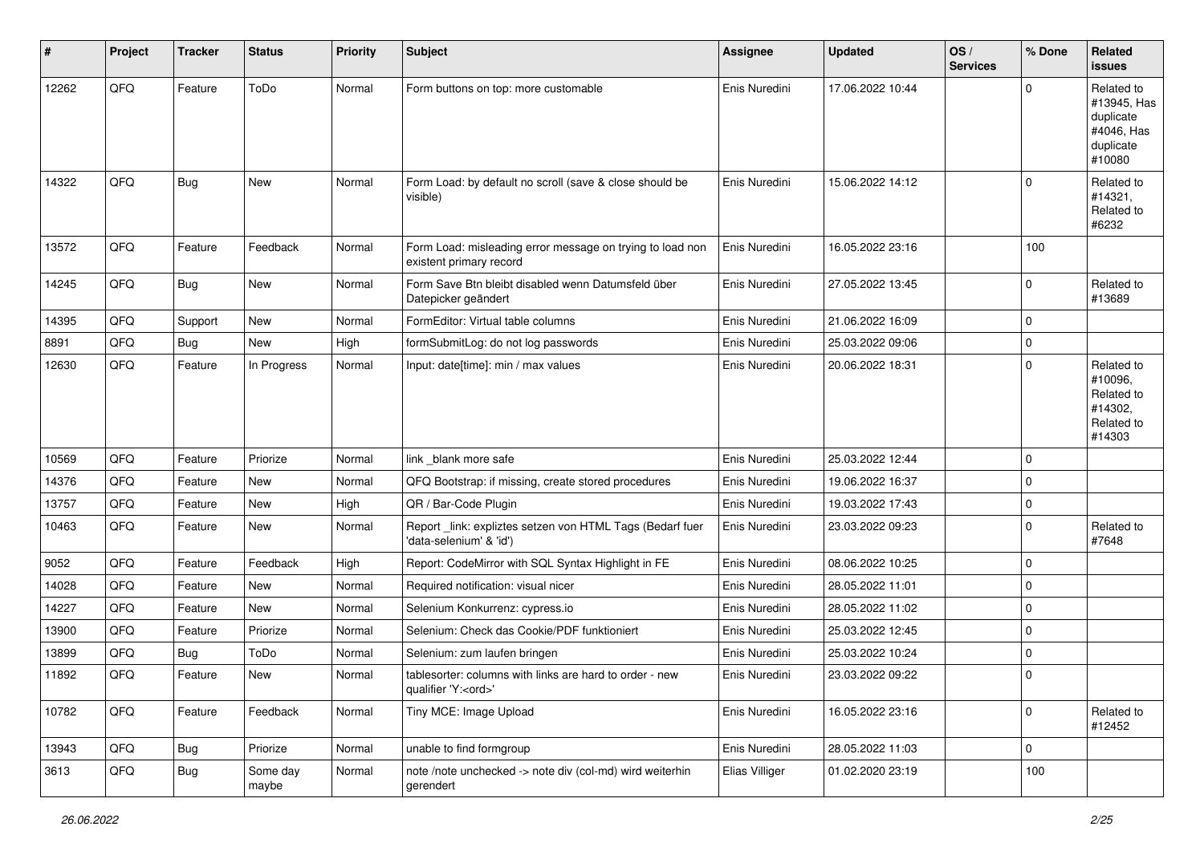| # | Project | Tracker | Status | Priority | Subject | Assignee | Updated | OS / Services | % Done | Related issues |
|---|---|---|---|---|---|---|---|---|---|---|
| 12262 | QFQ | Feature | ToDo | Normal | Form buttons on top: more customable | Enis Nuredini | 17.06.2022 10:44 | | 0 | Related to #13945, Has duplicate #4046, Has duplicate #10080 |
| 14322 | QFQ | Bug | New | Normal | Form Load: by default no scroll (save & close should be visible) | Enis Nuredini | 15.06.2022 14:12 | | 0 | Related to #14321, Related to #6232 |
| 13572 | QFQ | Feature | Feedback | Normal | Form Load: misleading error message on trying to load non existent primary record | Enis Nuredini | 16.05.2022 23:16 | | 100 | |
| 14245 | QFQ | Bug | New | Normal | Form Save Btn bleibt disabled wenn Datumsfeld über Datepicker geändert | Enis Nuredini | 27.05.2022 13:45 | | 0 | Related to #13689 |
| 14395 | QFQ | Support | New | Normal | FormEditor: Virtual table columns | Enis Nuredini | 21.06.2022 16:09 | | 0 | |
| 8891 | QFQ | Bug | New | High | formSubmitLog: do not log passwords | Enis Nuredini | 25.03.2022 09:06 | | 0 | |
| 12630 | QFQ | Feature | In Progress | Normal | Input: date[time]: min / max values | Enis Nuredini | 20.06.2022 18:31 | | 0 | Related to #10096, Related to #14302, Related to #14303 |
| 10569 | QFQ | Feature | Priorize | Normal | link _blank more safe | Enis Nuredini | 25.03.2022 12:44 | | 0 | |
| 14376 | QFQ | Feature | New | Normal | QFQ Bootstrap: if missing, create stored procedures | Enis Nuredini | 19.06.2022 16:37 | | 0 | |
| 13757 | QFQ | Feature | New | High | QR / Bar-Code Plugin | Enis Nuredini | 19.03.2022 17:43 | | 0 | |
| 10463 | QFQ | Feature | New | Normal | Report _link: expliztes setzen von HTML Tags (Bedarf fuer 'data-selenium' & 'id') | Enis Nuredini | 23.03.2022 09:23 | | 0 | Related to #7648 |
| 9052 | QFQ | Feature | Feedback | High | Report: CodeMirror with SQL Syntax Highlight in FE | Enis Nuredini | 08.06.2022 10:25 | | 0 | |
| 14028 | QFQ | Feature | New | Normal | Required notification: visual nicer | Enis Nuredini | 28.05.2022 11:01 | | 0 | |
| 14227 | QFQ | Feature | New | Normal | Selenium Konkurrenz: cypress.io | Enis Nuredini | 28.05.2022 11:02 | | 0 | |
| 13900 | QFQ | Feature | Priorize | Normal | Selenium: Check das Cookie/PDF funktioniert | Enis Nuredini | 25.03.2022 12:45 | | 0 | |
| 13899 | QFQ | Bug | ToDo | Normal | Selenium: zum laufen bringen | Enis Nuredini | 25.03.2022 10:24 | | 0 | |
| 11892 | QFQ | Feature | New | Normal | tablesorter: columns with links are hard to order - new qualifier 'Y:<ord>' | Enis Nuredini | 23.03.2022 09:22 | | 0 | |
| 10782 | QFQ | Feature | Feedback | Normal | Tiny MCE: Image Upload | Enis Nuredini | 16.05.2022 23:16 | | 0 | Related to #12452 |
| 13943 | QFQ | Bug | Priorize | Normal | unable to find formgroup | Enis Nuredini | 28.05.2022 11:03 | | 0 | |
| 3613 | QFQ | Bug | Some day maybe | Normal | note /note unchecked -> note div (col-md) wird weiterhin gerendert | Elias Villiger | 01.02.2020 23:19 | | 100 | |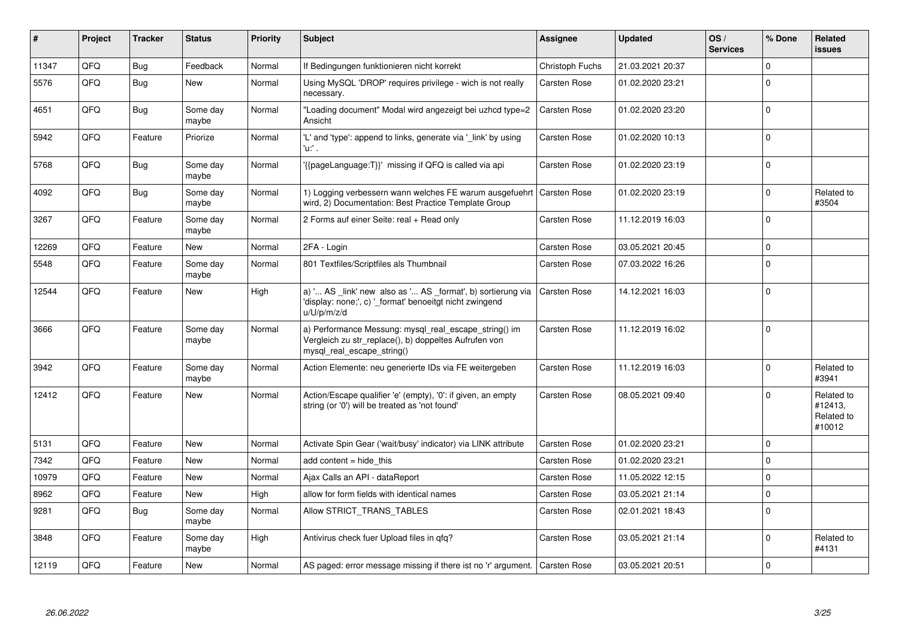| # | Project | Tracker | Status | Priority | Subject | Assignee | Updated | OS / Services | % Done | Related issues |
|---|---|---|---|---|---|---|---|---|---|---|
| 11347 | QFQ | Bug | Feedback | Normal | If Bedingungen funktionieren nicht korrekt | Christoph Fuchs | 21.03.2021 20:37 | | 0 | |
| 5576 | QFQ | Bug | New | Normal | Using MySQL 'DROP' requires privilege - wich is not really necessary. | Carsten Rose | 01.02.2020 23:21 | | 0 | |
| 4651 | QFQ | Bug | Some day maybe | Normal | "Loading document" Modal wird angezeigt bei uzhcd type=2 Ansicht | Carsten Rose | 01.02.2020 23:20 | | 0 | |
| 5942 | QFQ | Feature | Priorize | Normal | 'L' and 'type': append to links, generate via '_link' by using 'u:' . | Carsten Rose | 01.02.2020 10:13 | | 0 | |
| 5768 | QFQ | Bug | Some day maybe | Normal | '{{pageLanguage:T}}' missing if QFQ is called via api | Carsten Rose | 01.02.2020 23:19 | | 0 | |
| 4092 | QFQ | Bug | Some day maybe | Normal | 1) Logging verbessern wann welches FE warum ausgefuehrt wird, 2) Documentation: Best Practice Template Group | Carsten Rose | 01.02.2020 23:19 | | 0 | Related to #3504 |
| 3267 | QFQ | Feature | Some day maybe | Normal | 2 Forms auf einer Seite: real + Read only | Carsten Rose | 11.12.2019 16:03 | | 0 | |
| 12269 | QFQ | Feature | New | Normal | 2FA - Login | Carsten Rose | 03.05.2021 20:45 | | 0 | |
| 5548 | QFQ | Feature | Some day maybe | Normal | 801 Textfiles/Scriptfiles als Thumbnail | Carsten Rose | 07.03.2022 16:26 | | 0 | |
| 12544 | QFQ | Feature | New | High | a) '... AS _link' new also as '... AS _format', b) sortierung via 'display: none;', c) '_format' benoeitgt nicht zwingend u/U/p/m/z/d | Carsten Rose | 14.12.2021 16:03 | | 0 | |
| 3666 | QFQ | Feature | Some day maybe | Normal | a) Performance Messung: mysql_real_escape_string() im Vergleich zu str_replace(), b) doppeltes Aufrufen von mysql_real_escape_string() | Carsten Rose | 11.12.2019 16:02 | | 0 | |
| 3942 | QFQ | Feature | Some day maybe | Normal | Action Elemente: neu generierte IDs via FE weitergeben | Carsten Rose | 11.12.2019 16:03 | | 0 | Related to #3941 |
| 12412 | QFQ | Feature | New | Normal | Action/Escape qualifier 'e' (empty), '0': if given, an empty string (or '0') will be treated as 'not found' | Carsten Rose | 08.05.2021 09:40 | | 0 | Related to #12413, Related to #10012 |
| 5131 | QFQ | Feature | New | Normal | Activate Spin Gear ('wait/busy' indicator) via LINK attribute | Carsten Rose | 01.02.2020 23:21 | | 0 | |
| 7342 | QFQ | Feature | New | Normal | add content = hide_this | Carsten Rose | 01.02.2020 23:21 | | 0 | |
| 10979 | QFQ | Feature | New | Normal | Ajax Calls an API - dataReport | Carsten Rose | 11.05.2022 12:15 | | 0 | |
| 8962 | QFQ | Feature | New | High | allow for form fields with identical names | Carsten Rose | 03.05.2021 21:14 | | 0 | |
| 9281 | QFQ | Bug | Some day maybe | Normal | Allow STRICT_TRANS_TABLES | Carsten Rose | 02.01.2021 18:43 | | 0 | |
| 3848 | QFQ | Feature | Some day maybe | High | Antivirus check fuer Upload files in qfq? | Carsten Rose | 03.05.2021 21:14 | | 0 | Related to #4131 |
| 12119 | QFQ | Feature | New | Normal | AS paged: error message missing if there ist no 'r' argument. | Carsten Rose | 03.05.2021 20:51 | | 0 | |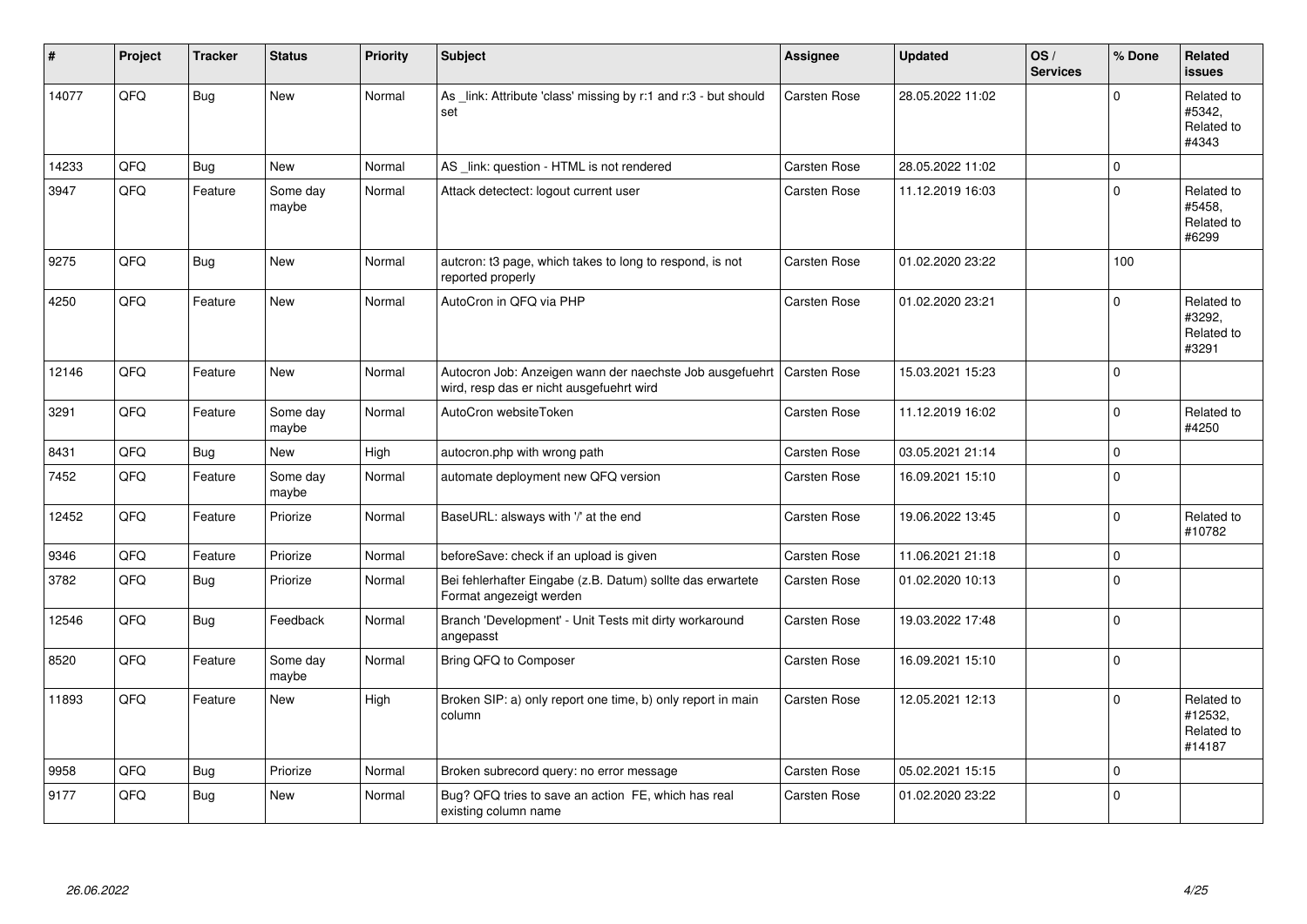| # | Project | Tracker | Status | Priority | Subject | Assignee | Updated | OS / Services | % Done | Related issues |
|---|---|---|---|---|---|---|---|---|---|---|
| 14077 | QFQ | Bug | New | Normal | As _link: Attribute 'class' missing by r:1 and r:3 - but should set | Carsten Rose | 28.05.2022 11:02 | | 0 | Related to #5342, Related to #4343 |
| 14233 | QFQ | Bug | New | Normal | AS _link: question - HTML is not rendered | Carsten Rose | 28.05.2022 11:02 | | 0 | |
| 3947 | QFQ | Feature | Some day maybe | Normal | Attack detectect: logout current user | Carsten Rose | 11.12.2019 16:03 | | 0 | Related to #5458, Related to #6299 |
| 9275 | QFQ | Bug | New | Normal | autcron: t3 page, which takes to long to respond, is not reported properly | Carsten Rose | 01.02.2020 23:22 | | 100 | |
| 4250 | QFQ | Feature | New | Normal | AutoCron in QFQ via PHP | Carsten Rose | 01.02.2020 23:21 | | 0 | Related to #3292, Related to #3291 |
| 12146 | QFQ | Feature | New | Normal | Autocron Job: Anzeigen wann der naechste Job ausgefuehrt wird, resp das er nicht ausgefuehrt wird | Carsten Rose | 15.03.2021 15:23 | | 0 | |
| 3291 | QFQ | Feature | Some day maybe | Normal | AutoCron websiteToken | Carsten Rose | 11.12.2019 16:02 | | 0 | Related to #4250 |
| 8431 | QFQ | Bug | New | High | autocron.php with wrong path | Carsten Rose | 03.05.2021 21:14 | | 0 | |
| 7452 | QFQ | Feature | Some day maybe | Normal | automate deployment new QFQ version | Carsten Rose | 16.09.2021 15:10 | | 0 | |
| 12452 | QFQ | Feature | Priorize | Normal | BaseURL: alsways with '/' at the end | Carsten Rose | 19.06.2022 13:45 | | 0 | Related to #10782 |
| 9346 | QFQ | Feature | Priorize | Normal | beforeSave: check if an upload is given | Carsten Rose | 11.06.2021 21:18 | | 0 | |
| 3782 | QFQ | Bug | Priorize | Normal | Bei fehlerhafter Eingabe (z.B. Datum) sollte das erwartete Format angezeigt werden | Carsten Rose | 01.02.2020 10:13 | | 0 | |
| 12546 | QFQ | Bug | Feedback | Normal | Branch 'Development' - Unit Tests mit dirty workaround angepasst | Carsten Rose | 19.03.2022 17:48 | | 0 | |
| 8520 | QFQ | Feature | Some day maybe | Normal | Bring QFQ to Composer | Carsten Rose | 16.09.2021 15:10 | | 0 | |
| 11893 | QFQ | Feature | New | High | Broken SIP: a) only report one time, b) only report in main column | Carsten Rose | 12.05.2021 12:13 | | 0 | Related to #12532, Related to #14187 |
| 9958 | QFQ | Bug | Priorize | Normal | Broken subrecord query: no error message | Carsten Rose | 05.02.2021 15:15 | | 0 | |
| 9177 | QFQ | Bug | New | Normal | Bug? QFQ tries to save an action FE, which has real existing column name | Carsten Rose | 01.02.2020 23:22 | | 0 | |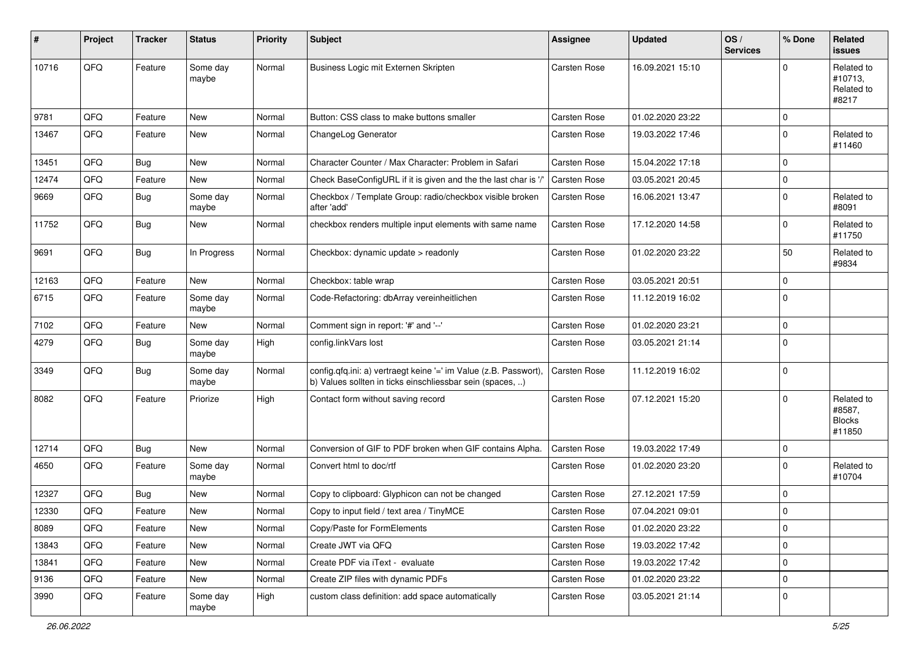| # | Project | Tracker | Status | Priority | Subject | Assignee | Updated | OS / Services | % Done | Related issues |
|---|---|---|---|---|---|---|---|---|---|---|
| 10716 | QFQ | Feature | Some day maybe | Normal | Business Logic mit Externen Skripten | Carsten Rose | 16.09.2021 15:10 | | 0 | Related to #10713, Related to #8217 |
| 9781 | QFQ | Feature | New | Normal | Button: CSS class to make buttons smaller | Carsten Rose | 01.02.2020 23:22 | | 0 | |
| 13467 | QFQ | Feature | New | Normal | ChangeLog Generator | Carsten Rose | 19.03.2022 17:46 | | 0 | Related to #11460 |
| 13451 | QFQ | Bug | New | Normal | Character Counter / Max Character: Problem in Safari | Carsten Rose | 15.04.2022 17:18 | | 0 | |
| 12474 | QFQ | Feature | New | Normal | Check BaseConfigURL if it is given and the the last char is '/' | Carsten Rose | 03.05.2021 20:45 | | 0 | |
| 9669 | QFQ | Bug | Some day maybe | Normal | Checkbox / Template Group: radio/checkbox visible broken after 'add' | Carsten Rose | 16.06.2021 13:47 | | 0 | Related to #8091 |
| 11752 | QFQ | Bug | New | Normal | checkbox renders multiple input elements with same name | Carsten Rose | 17.12.2020 14:58 | | 0 | Related to #11750 |
| 9691 | QFQ | Bug | In Progress | Normal | Checkbox: dynamic update > readonly | Carsten Rose | 01.02.2020 23:22 | | 50 | Related to #9834 |
| 12163 | QFQ | Feature | New | Normal | Checkbox: table wrap | Carsten Rose | 03.05.2021 20:51 | | 0 | |
| 6715 | QFQ | Feature | Some day maybe | Normal | Code-Refactoring: dbArray vereinheitlichen | Carsten Rose | 11.12.2019 16:02 | | 0 | |
| 7102 | QFQ | Feature | New | Normal | Comment sign in report: '#' and '--' | Carsten Rose | 01.02.2020 23:21 | | 0 | |
| 4279 | QFQ | Bug | Some day maybe | High | config.linkVars lost | Carsten Rose | 03.05.2021 21:14 | | 0 | |
| 3349 | QFQ | Bug | Some day maybe | Normal | config.qfq.ini: a) vertraegt keine '=' im Value (z.B. Passwort), b) Values sollten in ticks einschliessbar sein (spaces, ..) | Carsten Rose | 11.12.2019 16:02 | | 0 | |
| 8082 | QFQ | Feature | Priorize | High | Contact form without saving record | Carsten Rose | 07.12.2021 15:20 | | 0 | Related to #8587, Blocks #11850 |
| 12714 | QFQ | Bug | New | Normal | Conversion of GIF to PDF broken when GIF contains Alpha. | Carsten Rose | 19.03.2022 17:49 | | 0 | |
| 4650 | QFQ | Feature | Some day maybe | Normal | Convert html to doc/rtf | Carsten Rose | 01.02.2020 23:20 | | 0 | Related to #10704 |
| 12327 | QFQ | Bug | New | Normal | Copy to clipboard: Glyphicon can not be changed | Carsten Rose | 27.12.2021 17:59 | | 0 | |
| 12330 | QFQ | Feature | New | Normal | Copy to input field / text area / TinyMCE | Carsten Rose | 07.04.2021 09:01 | | 0 | |
| 8089 | QFQ | Feature | New | Normal | Copy/Paste for FormElements | Carsten Rose | 01.02.2020 23:22 | | 0 | |
| 13843 | QFQ | Feature | New | Normal | Create JWT via QFQ | Carsten Rose | 19.03.2022 17:42 | | 0 | |
| 13841 | QFQ | Feature | New | Normal | Create PDF via iText - evaluate | Carsten Rose | 19.03.2022 17:42 | | 0 | |
| 9136 | QFQ | Feature | New | Normal | Create ZIP files with dynamic PDFs | Carsten Rose | 01.02.2020 23:22 | | 0 | |
| 3990 | QFQ | Feature | Some day maybe | High | custom class definition: add space automatically | Carsten Rose | 03.05.2021 21:14 | | 0 | |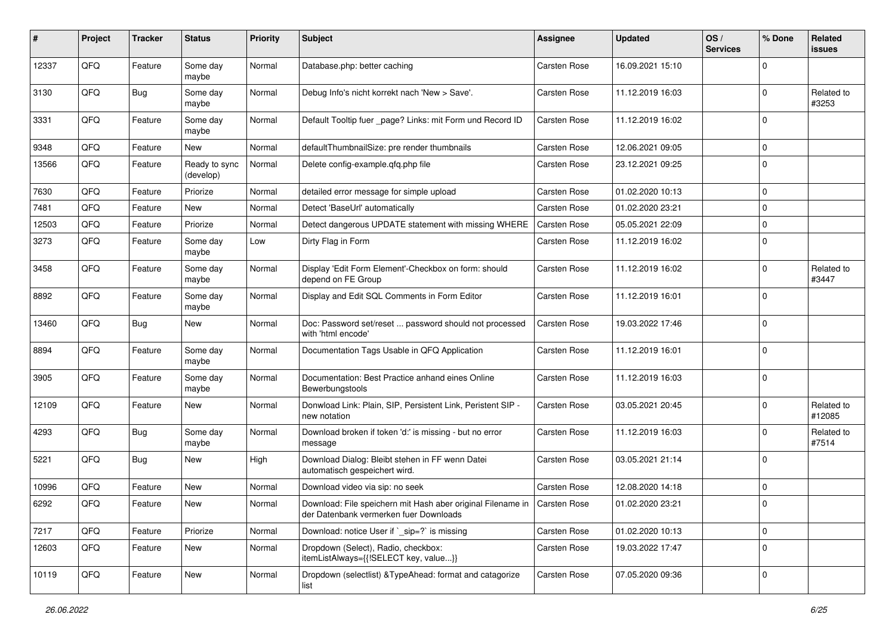| # | Project | Tracker | Status | Priority | Subject | Assignee | Updated | OS / Services | % Done | Related issues |
|---|---|---|---|---|---|---|---|---|---|---|
| 12337 | QFQ | Feature | Some day maybe | Normal | Database.php: better caching | Carsten Rose | 16.09.2021 15:10 | | 0 | |
| 3130 | QFQ | Bug | Some day maybe | Normal | Debug Info's nicht korrekt nach 'New > Save'. | Carsten Rose | 11.12.2019 16:03 | | 0 | Related to #3253 |
| 3331 | QFQ | Feature | Some day maybe | Normal | Default Tooltip fuer _page? Links: mit Form und Record ID | Carsten Rose | 11.12.2019 16:02 | | 0 | |
| 9348 | QFQ | Feature | New | Normal | defaultThumbnailSize: pre render thumbnails | Carsten Rose | 12.06.2021 09:05 | | 0 | |
| 13566 | QFQ | Feature | Ready to sync (develop) | Normal | Delete config-example.qfq.php file | Carsten Rose | 23.12.2021 09:25 | | 0 | |
| 7630 | QFQ | Feature | Priorize | Normal | detailed error message for simple upload | Carsten Rose | 01.02.2020 10:13 | | 0 | |
| 7481 | QFQ | Feature | New | Normal | Detect 'BaseUrl' automatically | Carsten Rose | 01.02.2020 23:21 | | 0 | |
| 12503 | QFQ | Feature | Priorize | Normal | Detect dangerous UPDATE statement with missing WHERE | Carsten Rose | 05.05.2021 22:09 | | 0 | |
| 3273 | QFQ | Feature | Some day maybe | Low | Dirty Flag in Form | Carsten Rose | 11.12.2019 16:02 | | 0 | |
| 3458 | QFQ | Feature | Some day maybe | Normal | Display 'Edit Form Element'-Checkbox on form: should depend on FE Group | Carsten Rose | 11.12.2019 16:02 | | 0 | Related to #3447 |
| 8892 | QFQ | Feature | Some day maybe | Normal | Display and Edit SQL Comments in Form Editor | Carsten Rose | 11.12.2019 16:01 | | 0 | |
| 13460 | QFQ | Bug | New | Normal | Doc: Password set/reset ... password should not processed with 'html encode' | Carsten Rose | 19.03.2022 17:46 | | 0 | |
| 8894 | QFQ | Feature | Some day maybe | Normal | Documentation Tags Usable in QFQ Application | Carsten Rose | 11.12.2019 16:01 | | 0 | |
| 3905 | QFQ | Feature | Some day maybe | Normal | Documentation: Best Practice anhand eines Online Bewerbungstools | Carsten Rose | 11.12.2019 16:03 | | 0 | |
| 12109 | QFQ | Feature | New | Normal | Donwload Link: Plain, SIP, Persistent Link, Peristent SIP - new notation | Carsten Rose | 03.05.2021 20:45 | | 0 | Related to #12085 |
| 4293 | QFQ | Bug | Some day maybe | Normal | Download broken if token 'd:' is missing - but no error message | Carsten Rose | 11.12.2019 16:03 | | 0 | Related to #7514 |
| 5221 | QFQ | Bug | New | High | Download Dialog: Bleibt stehen in FF wenn Datei automatisch gespeichert wird. | Carsten Rose | 03.05.2021 21:14 | | 0 | |
| 10996 | QFQ | Feature | New | Normal | Download video via sip: no seek | Carsten Rose | 12.08.2020 14:18 | | 0 | |
| 6292 | QFQ | Feature | New | Normal | Download: File speichern mit Hash aber original Filename in der Datenbank vermerken fuer Downloads | Carsten Rose | 01.02.2020 23:21 | | 0 | |
| 7217 | QFQ | Feature | Priorize | Normal | Download: notice User if `_sip=?` is missing | Carsten Rose | 01.02.2020 10:13 | | 0 | |
| 12603 | QFQ | Feature | New | Normal | Dropdown (Select), Radio, checkbox: itemListAlways={{!SELECT key, value...}} | Carsten Rose | 19.03.2022 17:47 | | 0 | |
| 10119 | QFQ | Feature | New | Normal | Dropdown (selectlist) &TypeAhead: format and catagorize list | Carsten Rose | 07.05.2020 09:36 | | 0 | |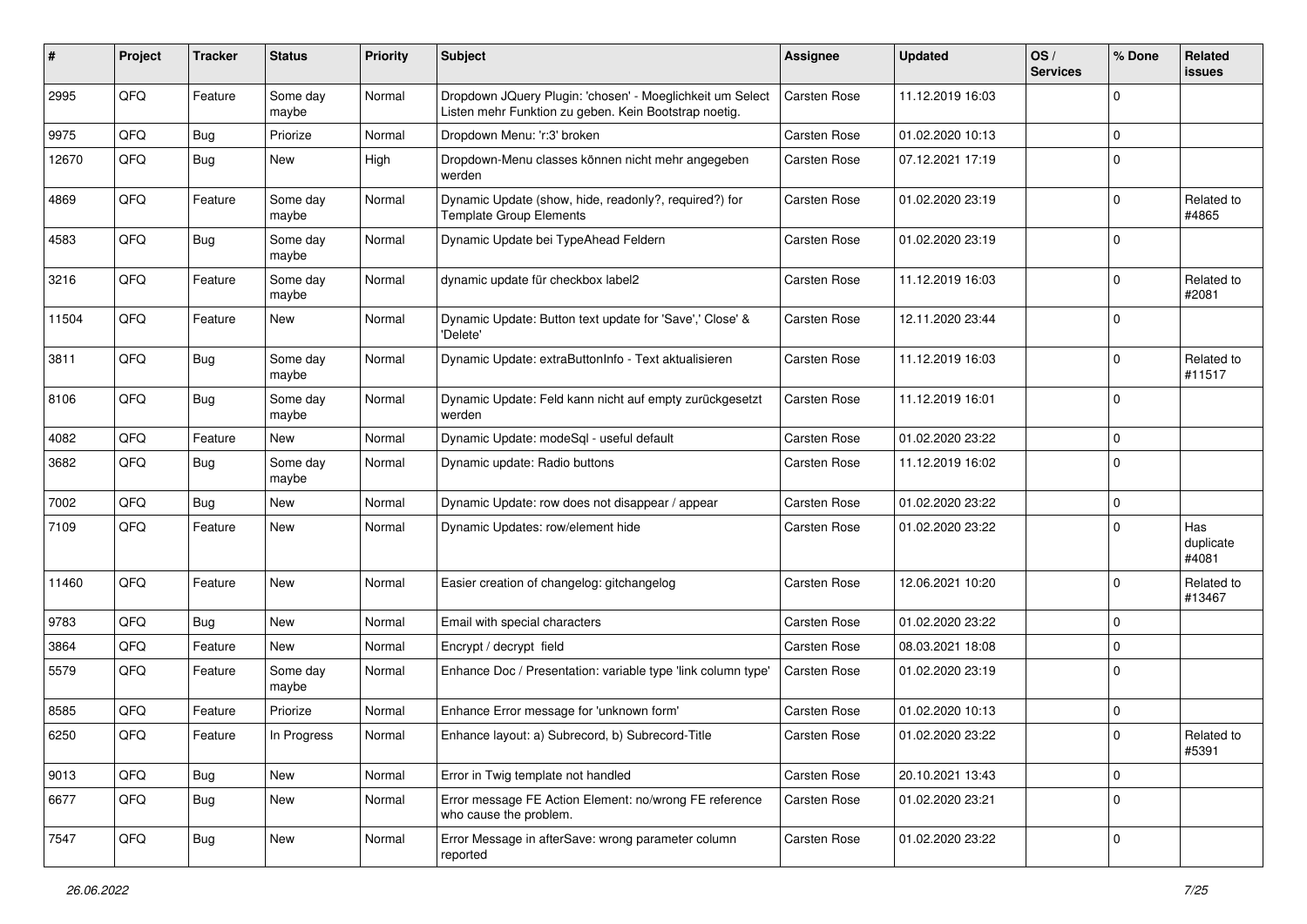| # | Project | Tracker | Status | Priority | Subject | Assignee | Updated | OS / Services | % Done | Related issues |
|---|---|---|---|---|---|---|---|---|---|---|
| 2995 | QFQ | Feature | Some day maybe | Normal | Dropdown JQuery Plugin: 'chosen' - Moeglichkeit um Select Listen mehr Funktion zu geben. Kein Bootstrap noetig. | Carsten Rose | 11.12.2019 16:03 | | 0 | |
| 9975 | QFQ | Bug | Priorize | Normal | Dropdown Menu: 'r:3' broken | Carsten Rose | 01.02.2020 10:13 | | 0 | |
| 12670 | QFQ | Bug | New | High | Dropdown-Menu classes können nicht mehr angegeben werden | Carsten Rose | 07.12.2021 17:19 | | 0 | |
| 4869 | QFQ | Feature | Some day maybe | Normal | Dynamic Update (show, hide, readonly?, required?) for Template Group Elements | Carsten Rose | 01.02.2020 23:19 | | 0 | Related to #4865 |
| 4583 | QFQ | Bug | Some day maybe | Normal | Dynamic Update bei TypeAhead Feldern | Carsten Rose | 01.02.2020 23:19 | | 0 | |
| 3216 | QFQ | Feature | Some day maybe | Normal | dynamic update für checkbox label2 | Carsten Rose | 11.12.2019 16:03 | | 0 | Related to #2081 |
| 11504 | QFQ | Feature | New | Normal | Dynamic Update: Button text update for 'Save',' Close' & 'Delete' | Carsten Rose | 12.11.2020 23:44 | | 0 | |
| 3811 | QFQ | Bug | Some day maybe | Normal | Dynamic Update: extraButtonInfo - Text aktualisieren | Carsten Rose | 11.12.2019 16:03 | | 0 | Related to #11517 |
| 8106 | QFQ | Bug | Some day maybe | Normal | Dynamic Update: Feld kann nicht auf empty zurückgesetzt werden | Carsten Rose | 11.12.2019 16:01 | | 0 | |
| 4082 | QFQ | Feature | New | Normal | Dynamic Update: modeSql - useful default | Carsten Rose | 01.02.2020 23:22 | | 0 | |
| 3682 | QFQ | Bug | Some day maybe | Normal | Dynamic update: Radio buttons | Carsten Rose | 11.12.2019 16:02 | | 0 | |
| 7002 | QFQ | Bug | New | Normal | Dynamic Update: row does not disappear / appear | Carsten Rose | 01.02.2020 23:22 | | 0 | |
| 7109 | QFQ | Feature | New | Normal | Dynamic Updates: row/element hide | Carsten Rose | 01.02.2020 23:22 | | 0 | Has duplicate #4081 |
| 11460 | QFQ | Feature | New | Normal | Easier creation of changelog: gitchangelog | Carsten Rose | 12.06.2021 10:20 | | 0 | Related to #13467 |
| 9783 | QFQ | Bug | New | Normal | Email with special characters | Carsten Rose | 01.02.2020 23:22 | | 0 | |
| 3864 | QFQ | Feature | New | Normal | Encrypt / decrypt field | Carsten Rose | 08.03.2021 18:08 | | 0 | |
| 5579 | QFQ | Feature | Some day maybe | Normal | Enhance Doc / Presentation: variable type 'link column type' | Carsten Rose | 01.02.2020 23:19 | | 0 | |
| 8585 | QFQ | Feature | Priorize | Normal | Enhance Error message for 'unknown form' | Carsten Rose | 01.02.2020 10:13 | | 0 | |
| 6250 | QFQ | Feature | In Progress | Normal | Enhance layout: a) Subrecord, b) Subrecord-Title | Carsten Rose | 01.02.2020 23:22 | | 0 | Related to #5391 |
| 9013 | QFQ | Bug | New | Normal | Error in Twig template not handled | Carsten Rose | 20.10.2021 13:43 | | 0 | |
| 6677 | QFQ | Bug | New | Normal | Error message FE Action Element: no/wrong FE reference who cause the problem. | Carsten Rose | 01.02.2020 23:21 | | 0 | |
| 7547 | QFQ | Bug | New | Normal | Error Message in afterSave: wrong parameter column reported | Carsten Rose | 01.02.2020 23:22 | | 0 | |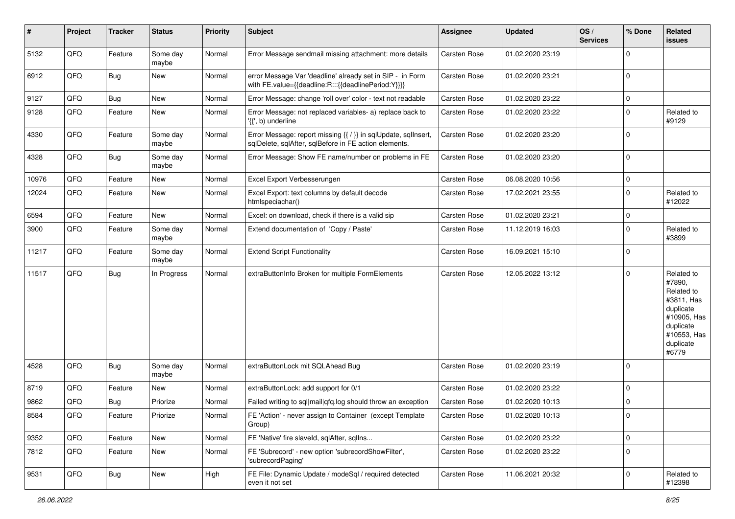| # | Project | Tracker | Status | Priority | Subject | Assignee | Updated | OS / Services | % Done | Related issues |
|---|---|---|---|---|---|---|---|---|---|---|
| 5132 | QFQ | Feature | Some day maybe | Normal | Error Message sendmail missing attachment: more details | Carsten Rose | 01.02.2020 23:19 | | 0 | |
| 6912 | QFQ | Bug | New | Normal | error Message Var 'deadline' already set in SIP - in Form with FE.value={{deadline:R:::{{deadlinePeriod:Y}}}} | Carsten Rose | 01.02.2020 23:21 | | 0 | |
| 9127 | QFQ | Bug | New | Normal | Error Message: change 'roll over' color - text not readable | Carsten Rose | 01.02.2020 23:22 | | 0 | |
| 9128 | QFQ | Feature | New | Normal | Error Message: not replaced variables- a) replace back to '{{', b) underline | Carsten Rose | 01.02.2020 23:22 | | 0 | Related to #9129 |
| 4330 | QFQ | Feature | Some day maybe | Normal | Error Message: report missing {{ / }} in sqlUpdate, sqlInsert, sqlDelete, sqlAfter, sqlBefore in FE action elements. | Carsten Rose | 01.02.2020 23:20 | | 0 | |
| 4328 | QFQ | Bug | Some day maybe | Normal | Error Message: Show FE name/number on problems in FE | Carsten Rose | 01.02.2020 23:20 | | 0 | |
| 10976 | QFQ | Feature | New | Normal | Excel Export Verbesserungen | Carsten Rose | 06.08.2020 10:56 | | 0 | |
| 12024 | QFQ | Feature | New | Normal | Excel Export: text columns by default decode htmlspeciachar() | Carsten Rose | 17.02.2021 23:55 | | 0 | Related to #12022 |
| 6594 | QFQ | Feature | New | Normal | Excel: on download, check if there is a valid sip | Carsten Rose | 01.02.2020 23:21 | | 0 | |
| 3900 | QFQ | Feature | Some day maybe | Normal | Extend documentation of 'Copy / Paste' | Carsten Rose | 11.12.2019 16:03 | | 0 | Related to #3899 |
| 11217 | QFQ | Feature | Some day maybe | Normal | Extend Script Functionality | Carsten Rose | 16.09.2021 15:10 | | 0 | |
| 11517 | QFQ | Bug | In Progress | Normal | extraButtonInfo Broken for multiple FormElements | Carsten Rose | 12.05.2022 13:12 | | 0 | Related to #7890, Related to #3811, Has duplicate #10905, Has duplicate #10553, Has duplicate #6779 |
| 4528 | QFQ | Bug | Some day maybe | Normal | extraButtonLock mit SQLAhead Bug | Carsten Rose | 01.02.2020 23:19 | | 0 | |
| 8719 | QFQ | Feature | New | Normal | extraButtonLock: add support for 0/1 | Carsten Rose | 01.02.2020 23:22 | | 0 | |
| 9862 | QFQ | Bug | Priorize | Normal | Failed writing to sql\|mail\|qfq.log should throw an exception | Carsten Rose | 01.02.2020 10:13 | | 0 | |
| 8584 | QFQ | Feature | Priorize | Normal | FE 'Action' - never assign to Container (except Template Group) | Carsten Rose | 01.02.2020 10:13 | | 0 | |
| 9352 | QFQ | Feature | New | Normal | FE 'Native' fire slaveId, sqlAfter, sqlIns... | Carsten Rose | 01.02.2020 23:22 | | 0 | |
| 7812 | QFQ | Feature | New | Normal | FE 'Subrecord' - new option 'subrecordShowFilter', 'subrecordPaging' | Carsten Rose | 01.02.2020 23:22 | | 0 | |
| 9531 | QFQ | Bug | New | High | FE File: Dynamic Update / modeSql / required detected even it not set | Carsten Rose | 11.06.2021 20:32 | | 0 | Related to #12398 |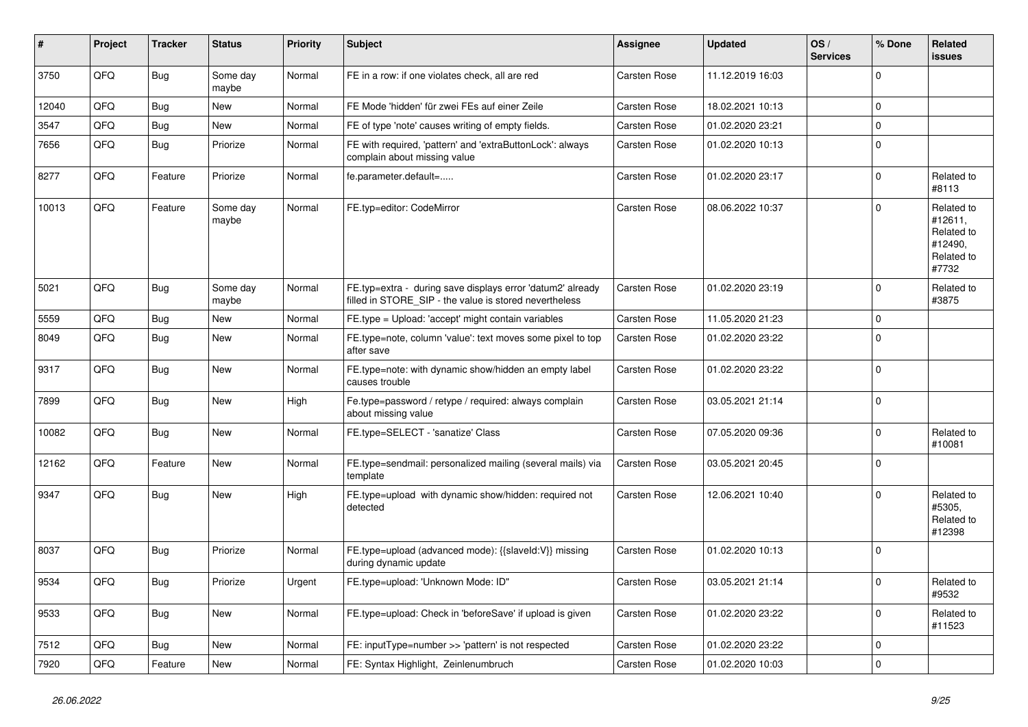| # | Project | Tracker | Status | Priority | Subject | Assignee | Updated | OS / Services | % Done | Related issues |
|---|---|---|---|---|---|---|---|---|---|---|
| 3750 | QFQ | Bug | Some day maybe | Normal | FE in a row: if one violates check, all are red | Carsten Rose | 11.12.2019 16:03 | | 0 | |
| 12040 | QFQ | Bug | New | Normal | FE Mode 'hidden' für zwei FEs auf einer Zeile | Carsten Rose | 18.02.2021 10:13 | | 0 | |
| 3547 | QFQ | Bug | New | Normal | FE of type 'note' causes writing of empty fields. | Carsten Rose | 01.02.2020 23:21 | | 0 | |
| 7656 | QFQ | Bug | Priorize | Normal | FE with required, 'pattern' and 'extraButtonLock': always complain about missing value | Carsten Rose | 01.02.2020 10:13 | | 0 | |
| 8277 | QFQ | Feature | Priorize | Normal | fe.parameter.default=..... | Carsten Rose | 01.02.2020 23:17 | | 0 | Related to #8113 |
| 10013 | QFQ | Feature | Some day maybe | Normal | FE.typ=editor: CodeMirror | Carsten Rose | 08.06.2022 10:37 | | 0 | Related to #12611, Related to #12490, Related to #7732 |
| 5021 | QFQ | Bug | Some day maybe | Normal | FE.typ=extra - during save displays error 'datum2' already filled in STORE_SIP - the value is stored nevertheless | Carsten Rose | 01.02.2020 23:19 | | 0 | Related to #3875 |
| 5559 | QFQ | Bug | New | Normal | FE.type = Upload: 'accept' might contain variables | Carsten Rose | 11.05.2020 21:23 | | 0 | |
| 8049 | QFQ | Bug | New | Normal | FE.type=note, column 'value': text moves some pixel to top after save | Carsten Rose | 01.02.2020 23:22 | | 0 | |
| 9317 | QFQ | Bug | New | Normal | FE.type=note: with dynamic show/hidden an empty label causes trouble | Carsten Rose | 01.02.2020 23:22 | | 0 | |
| 7899 | QFQ | Bug | New | High | Fe.type=password / retype / required: always complain about missing value | Carsten Rose | 03.05.2021 21:14 | | 0 | |
| 10082 | QFQ | Bug | New | Normal | FE.type=SELECT - 'sanatize' Class | Carsten Rose | 07.05.2020 09:36 | | 0 | Related to #10081 |
| 12162 | QFQ | Feature | New | Normal | FE.type=sendmail: personalized mailing (several mails) via template | Carsten Rose | 03.05.2021 20:45 | | 0 | |
| 9347 | QFQ | Bug | New | High | FE.type=upload with dynamic show/hidden: required not detected | Carsten Rose | 12.06.2021 10:40 | | 0 | Related to #5305, Related to #12398 |
| 8037 | QFQ | Bug | Priorize | Normal | FE.type=upload (advanced mode): {{slaveId:V}} missing during dynamic update | Carsten Rose | 01.02.2020 10:13 | | 0 | |
| 9534 | QFQ | Bug | Priorize | Urgent | FE.type=upload: 'Unknown Mode: ID" | Carsten Rose | 03.05.2021 21:14 | | 0 | Related to #9532 |
| 9533 | QFQ | Bug | New | Normal | FE.type=upload: Check in 'beforeSave' if upload is given | Carsten Rose | 01.02.2020 23:22 | | 0 | Related to #11523 |
| 7512 | QFQ | Bug | New | Normal | FE: inputType=number >> 'pattern' is not respected | Carsten Rose | 01.02.2020 23:22 | | 0 | |
| 7920 | QFQ | Feature | New | Normal | FE: Syntax Highlight, Zeilenumbruch | Carsten Rose | 01.02.2020 10:03 | | 0 | |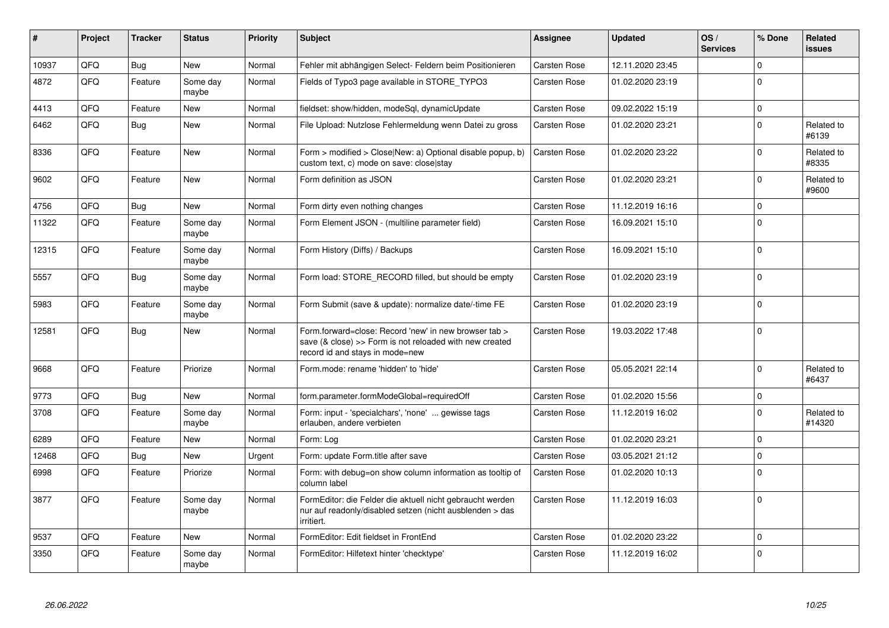| # | Project | Tracker | Status | Priority | Subject | Assignee | Updated | OS / Services | % Done | Related issues |
|---|---|---|---|---|---|---|---|---|---|---|
| 10937 | QFQ | Bug | New | Normal | Fehler mit abhängigen Select- Feldern beim Positionieren | Carsten Rose | 12.11.2020 23:45 | | 0 | |
| 4872 | QFQ | Feature | Some day maybe | Normal | Fields of Typo3 page available in STORE_TYPO3 | Carsten Rose | 01.02.2020 23:19 | | 0 | |
| 4413 | QFQ | Feature | New | Normal | fieldset: show/hidden, modeSql, dynamicUpdate | Carsten Rose | 09.02.2022 15:19 | | 0 | |
| 6462 | QFQ | Bug | New | Normal | File Upload: Nutzlose Fehlermeldung wenn Datei zu gross | Carsten Rose | 01.02.2020 23:21 | | 0 | Related to #6139 |
| 8336 | QFQ | Feature | New | Normal | Form > modified > Close\|New: a) Optional disable popup, b) custom text, c) mode on save: close\|stay | Carsten Rose | 01.02.2020 23:22 | | 0 | Related to #8335 |
| 9602 | QFQ | Feature | New | Normal | Form definition as JSON | Carsten Rose | 01.02.2020 23:21 | | 0 | Related to #9600 |
| 4756 | QFQ | Bug | New | Normal | Form dirty even nothing changes | Carsten Rose | 11.12.2019 16:16 | | 0 | |
| 11322 | QFQ | Feature | Some day maybe | Normal | Form Element JSON - (multiline parameter field) | Carsten Rose | 16.09.2021 15:10 | | 0 | |
| 12315 | QFQ | Feature | Some day maybe | Normal | Form History (Diffs) / Backups | Carsten Rose | 16.09.2021 15:10 | | 0 | |
| 5557 | QFQ | Bug | Some day maybe | Normal | Form load: STORE_RECORD filled, but should be empty | Carsten Rose | 01.02.2020 23:19 | | 0 | |
| 5983 | QFQ | Feature | Some day maybe | Normal | Form Submit (save & update): normalize date/-time FE | Carsten Rose | 01.02.2020 23:19 | | 0 | |
| 12581 | QFQ | Bug | New | Normal | Form.forward=close: Record 'new' in new browser tab > save (& close) >> Form is not reloaded with new created record id and stays in mode=new | Carsten Rose | 19.03.2022 17:48 | | 0 | |
| 9668 | QFQ | Feature | Priorize | Normal | Form.mode: rename 'hidden' to 'hide' | Carsten Rose | 05.05.2021 22:14 | | 0 | Related to #6437 |
| 9773 | QFQ | Bug | New | Normal | form.parameter.formModeGlobal=requiredOff | Carsten Rose | 01.02.2020 15:56 | | 0 | |
| 3708 | QFQ | Feature | Some day maybe | Normal | Form: input - 'specialchars', 'none' ... gewisse tags erlauben, andere verbieten | Carsten Rose | 11.12.2019 16:02 | | 0 | Related to #14320 |
| 6289 | QFQ | Feature | New | Normal | Form: Log | Carsten Rose | 01.02.2020 23:21 | | 0 | |
| 12468 | QFQ | Bug | New | Urgent | Form: update Form.title after save | Carsten Rose | 03.05.2021 21:12 | | 0 | |
| 6998 | QFQ | Feature | Priorize | Normal | Form: with debug=on show column information as tooltip of column label | Carsten Rose | 01.02.2020 10:13 | | 0 | |
| 3877 | QFQ | Feature | Some day maybe | Normal | FormEditor: die Felder die aktuell nicht gebraucht werden nur auf readonly/disabled setzen (nicht ausblenden > das irritiert. | Carsten Rose | 11.12.2019 16:03 | | 0 | |
| 9537 | QFQ | Feature | New | Normal | FormEditor: Edit fieldset in FrontEnd | Carsten Rose | 01.02.2020 23:22 | | 0 | |
| 3350 | QFQ | Feature | Some day maybe | Normal | FormEditor: Hilfetext hinter 'checktype' | Carsten Rose | 11.12.2019 16:02 | | 0 | |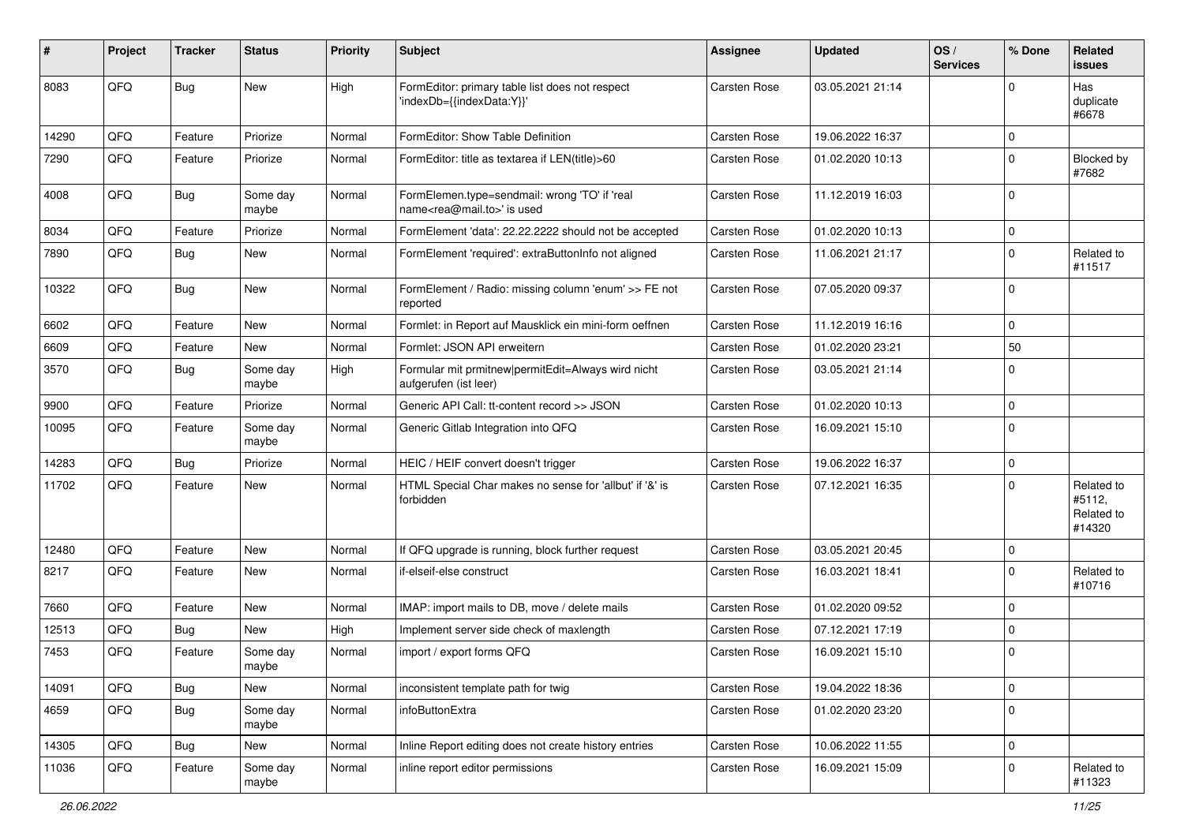| # | Project | Tracker | Status | Priority | Subject | Assignee | Updated | OS / Services | % Done | Related issues |
|---|---|---|---|---|---|---|---|---|---|---|
| 8083 | QFQ | Bug | New | High | FormEditor: primary table list does not respect 'indexDb={{indexData:Y}}' | Carsten Rose | 03.05.2021 21:14 | | 0 | Has duplicate #6678 |
| 14290 | QFQ | Feature | Priorize | Normal | FormEditor: Show Table Definition | Carsten Rose | 19.06.2022 16:37 | | 0 | |
| 7290 | QFQ | Feature | Priorize | Normal | FormEditor: title as textarea if LEN(title)>60 | Carsten Rose | 01.02.2020 10:13 | | 0 | Blocked by #7682 |
| 4008 | QFQ | Bug | Some day maybe | Normal | FormElemen.type=sendmail: wrong 'TO' if 'real name<rea@mail.to>' is used | Carsten Rose | 11.12.2019 16:03 | | 0 | |
| 8034 | QFQ | Feature | Priorize | Normal | FormElement 'data': 22.22.2222 should not be accepted | Carsten Rose | 01.02.2020 10:13 | | 0 | |
| 7890 | QFQ | Bug | New | Normal | FormElement 'required': extraButtonInfo not aligned | Carsten Rose | 11.06.2021 21:17 | | 0 | Related to #11517 |
| 10322 | QFQ | Bug | New | Normal | FormElement / Radio: missing column 'enum' >> FE not reported | Carsten Rose | 07.05.2020 09:37 | | 0 | |
| 6602 | QFQ | Feature | New | Normal | Formlet: in Report auf Mausklick ein mini-form oeffnen | Carsten Rose | 11.12.2019 16:16 | | 0 | |
| 6609 | QFQ | Feature | New | Normal | Formlet: JSON API erweitern | Carsten Rose | 01.02.2020 23:21 | | 50 | |
| 3570 | QFQ | Bug | Some day maybe | High | Formular mit prmitnew\|permitEdit=Always wird nicht aufgerufen (ist leer) | Carsten Rose | 03.05.2021 21:14 | | 0 | |
| 9900 | QFQ | Feature | Priorize | Normal | Generic API Call: tt-content record >> JSON | Carsten Rose | 01.02.2020 10:13 | | 0 | |
| 10095 | QFQ | Feature | Some day maybe | Normal | Generic Gitlab Integration into QFQ | Carsten Rose | 16.09.2021 15:10 | | 0 | |
| 14283 | QFQ | Bug | Priorize | Normal | HEIC / HEIF convert doesn't trigger | Carsten Rose | 19.06.2022 16:37 | | 0 | |
| 11702 | QFQ | Feature | New | Normal | HTML Special Char makes no sense for 'allbut' if '&' is forbidden | Carsten Rose | 07.12.2021 16:35 | | 0 | Related to #5112, Related to #14320 |
| 12480 | QFQ | Feature | New | Normal | If QFQ upgrade is running, block further request | Carsten Rose | 03.05.2021 20:45 | | 0 | |
| 8217 | QFQ | Feature | New | Normal | if-elseif-else construct | Carsten Rose | 16.03.2021 18:41 | | 0 | Related to #10716 |
| 7660 | QFQ | Feature | New | Normal | IMAP: import mails to DB, move / delete mails | Carsten Rose | 01.02.2020 09:52 | | 0 | |
| 12513 | QFQ | Bug | New | High | Implement server side check of maxlength | Carsten Rose | 07.12.2021 17:19 | | 0 | |
| 7453 | QFQ | Feature | Some day maybe | Normal | import / export forms QFQ | Carsten Rose | 16.09.2021 15:10 | | 0 | |
| 14091 | QFQ | Bug | New | Normal | inconsistent template path for twig | Carsten Rose | 19.04.2022 18:36 | | 0 | |
| 4659 | QFQ | Bug | Some day maybe | Normal | infoButtonExtra | Carsten Rose | 01.02.2020 23:20 | | 0 | |
| 14305 | QFQ | Bug | New | Normal | Inline Report editing does not create history entries | Carsten Rose | 10.06.2022 11:55 | | 0 | |
| 11036 | QFQ | Feature | Some day maybe | Normal | inline report editor permissions | Carsten Rose | 16.09.2021 15:09 | | 0 | Related to #11323 |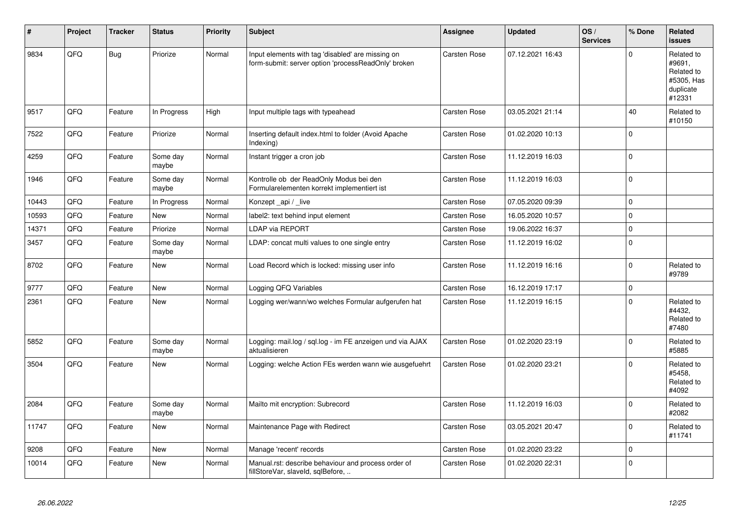| # | Project | Tracker | Status | Priority | Subject | Assignee | Updated | OS / Services | % Done | Related issues |
|---|---|---|---|---|---|---|---|---|---|---|
| 9834 | QFQ | Bug | Priorize | Normal | Input elements with tag 'disabled' are missing on form-submit: server option 'processReadOnly' broken | Carsten Rose | 07.12.2021 16:43 | | 0 | Related to #9691, Related to #5305, Has duplicate #12331 |
| 9517 | QFQ | Feature | In Progress | High | Input multiple tags with typeahead | Carsten Rose | 03.05.2021 21:14 | | 40 | Related to #10150 |
| 7522 | QFQ | Feature | Priorize | Normal | Inserting default index.html to folder (Avoid Apache Indexing) | Carsten Rose | 01.02.2020 10:13 | | 0 | |
| 4259 | QFQ | Feature | Some day maybe | Normal | Instant trigger a cron job | Carsten Rose | 11.12.2019 16:03 | | 0 | |
| 1946 | QFQ | Feature | Some day maybe | Normal | Kontrolle ob der ReadOnly Modus bei den Formularelementen korrekt implementiert ist | Carsten Rose | 11.12.2019 16:03 | | 0 | |
| 10443 | QFQ | Feature | In Progress | Normal | Konzept _api / _live | Carsten Rose | 07.05.2020 09:39 | | 0 | |
| 10593 | QFQ | Feature | New | Normal | label2: text behind input element | Carsten Rose | 16.05.2020 10:57 | | 0 | |
| 14371 | QFQ | Feature | Priorize | Normal | LDAP via REPORT | Carsten Rose | 19.06.2022 16:37 | | 0 | |
| 3457 | QFQ | Feature | Some day maybe | Normal | LDAP: concat multi values to one single entry | Carsten Rose | 11.12.2019 16:02 | | 0 | |
| 8702 | QFQ | Feature | New | Normal | Load Record which is locked: missing user info | Carsten Rose | 11.12.2019 16:16 | | 0 | Related to #9789 |
| 9777 | QFQ | Feature | New | Normal | Logging QFQ Variables | Carsten Rose | 16.12.2019 17:17 | | 0 | |
| 2361 | QFQ | Feature | New | Normal | Logging wer/wann/wo welches Formular aufgerufen hat | Carsten Rose | 11.12.2019 16:15 | | 0 | Related to #4432, Related to #7480 |
| 5852 | QFQ | Feature | Some day maybe | Normal | Logging: mail.log / sql.log - im FE anzeigen und via AJAX aktualisieren | Carsten Rose | 01.02.2020 23:19 | | 0 | Related to #5885 |
| 3504 | QFQ | Feature | New | Normal | Logging: welche Action FEs werden wann wie ausgefuehrt | Carsten Rose | 01.02.2020 23:21 | | 0 | Related to #5458, Related to #4092 |
| 2084 | QFQ | Feature | Some day maybe | Normal | Mailto mit encryption: Subrecord | Carsten Rose | 11.12.2019 16:03 | | 0 | Related to #2082 |
| 11747 | QFQ | Feature | New | Normal | Maintenance Page with Redirect | Carsten Rose | 03.05.2021 20:47 | | 0 | Related to #11741 |
| 9208 | QFQ | Feature | New | Normal | Manage 'recent' records | Carsten Rose | 01.02.2020 23:22 | | 0 | |
| 10014 | QFQ | Feature | New | Normal | Manual.rst: describe behaviour and process order of fillStoreVar, slaveId, sqlBefore, .. | Carsten Rose | 01.02.2020 22:31 | | 0 | |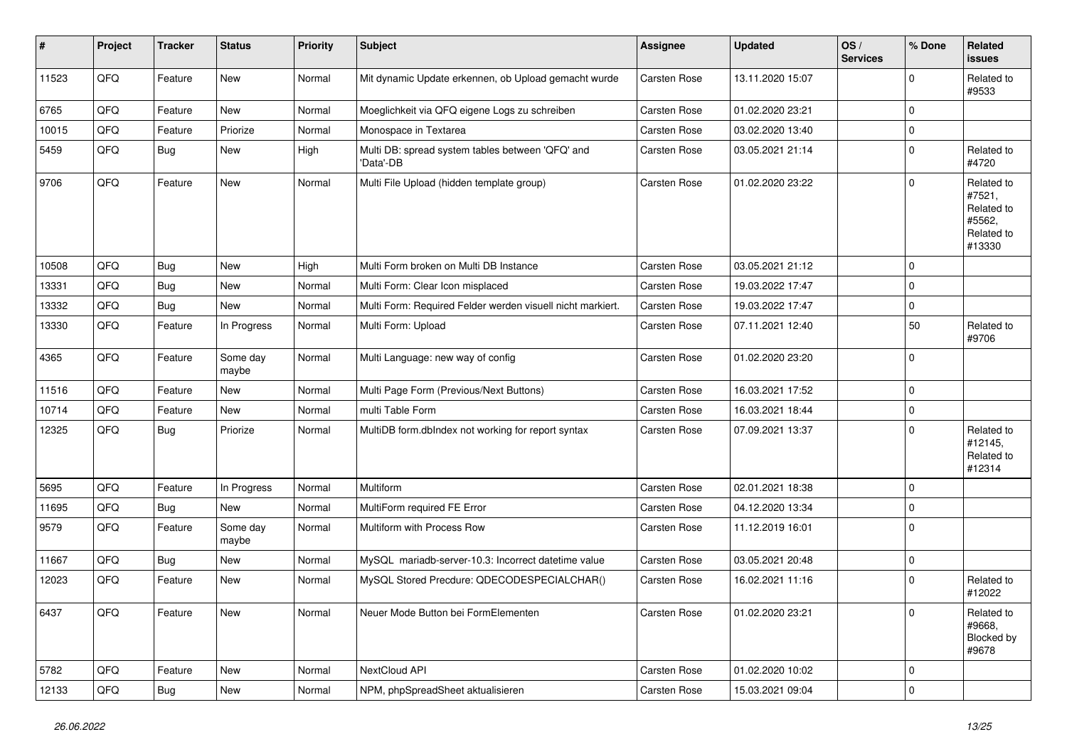| # | Project | Tracker | Status | Priority | Subject | Assignee | Updated | OS / Services | % Done | Related issues |
|---|---|---|---|---|---|---|---|---|---|---|
| 11523 | QFQ | Feature | New | Normal | Mit dynamic Update erkennen, ob Upload gemacht wurde | Carsten Rose | 13.11.2020 15:07 | | 0 | Related to #9533 |
| 6765 | QFQ | Feature | New | Normal | Moeglichkeit via QFQ eigene Logs zu schreiben | Carsten Rose | 01.02.2020 23:21 | | 0 | |
| 10015 | QFQ | Feature | Priorize | Normal | Monospace in Textarea | Carsten Rose | 03.02.2020 13:40 | | 0 | |
| 5459 | QFQ | Bug | New | High | Multi DB: spread system tables between 'QFQ' and 'Data'-DB | Carsten Rose | 03.05.2021 21:14 | | 0 | Related to #4720 |
| 9706 | QFQ | Feature | New | Normal | Multi File Upload (hidden template group) | Carsten Rose | 01.02.2020 23:22 | | 0 | Related to #7521, Related to #5562, Related to #13330 |
| 10508 | QFQ | Bug | New | High | Multi Form broken on Multi DB Instance | Carsten Rose | 03.05.2021 21:12 | | 0 | |
| 13331 | QFQ | Bug | New | Normal | Multi Form: Clear Icon misplaced | Carsten Rose | 19.03.2022 17:47 | | 0 | |
| 13332 | QFQ | Bug | New | Normal | Multi Form: Required Felder werden visuell nicht markiert. | Carsten Rose | 19.03.2022 17:47 | | 0 | |
| 13330 | QFQ | Feature | In Progress | Normal | Multi Form: Upload | Carsten Rose | 07.11.2021 12:40 | | 50 | Related to #9706 |
| 4365 | QFQ | Feature | Some day maybe | Normal | Multi Language: new way of config | Carsten Rose | 01.02.2020 23:20 | | 0 | |
| 11516 | QFQ | Feature | New | Normal | Multi Page Form (Previous/Next Buttons) | Carsten Rose | 16.03.2021 17:52 | | 0 | |
| 10714 | QFQ | Feature | New | Normal | multi Table Form | Carsten Rose | 16.03.2021 18:44 | | 0 | |
| 12325 | QFQ | Bug | Priorize | Normal | MultiDB form.dbIndex not working for report syntax | Carsten Rose | 07.09.2021 13:37 | | 0 | Related to #12145, Related to #12314 |
| 5695 | QFQ | Feature | In Progress | Normal | Multiform | Carsten Rose | 02.01.2021 18:38 | | 0 | |
| 11695 | QFQ | Bug | New | Normal | MultiForm required FE Error | Carsten Rose | 04.12.2020 13:34 | | 0 | |
| 9579 | QFQ | Feature | Some day maybe | Normal | Multiform with Process Row | Carsten Rose | 11.12.2019 16:01 | | 0 | |
| 11667 | QFQ | Bug | New | Normal | MySQL mariadb-server-10.3: Incorrect datetime value | Carsten Rose | 03.05.2021 20:48 | | 0 | |
| 12023 | QFQ | Feature | New | Normal | MySQL Stored Precdure: QDECODESPECIALCHAR() | Carsten Rose | 16.02.2021 11:16 | | 0 | Related to #12022 |
| 6437 | QFQ | Feature | New | Normal | Neuer Mode Button bei FormElementen | Carsten Rose | 01.02.2020 23:21 | | 0 | Related to #9668, Blocked by #9678 |
| 5782 | QFQ | Feature | New | Normal | NextCloud API | Carsten Rose | 01.02.2020 10:02 | | 0 | |
| 12133 | QFQ | Bug | New | Normal | NPM, phpSpreadSheet aktualisieren | Carsten Rose | 15.03.2021 09:04 | | 0 | |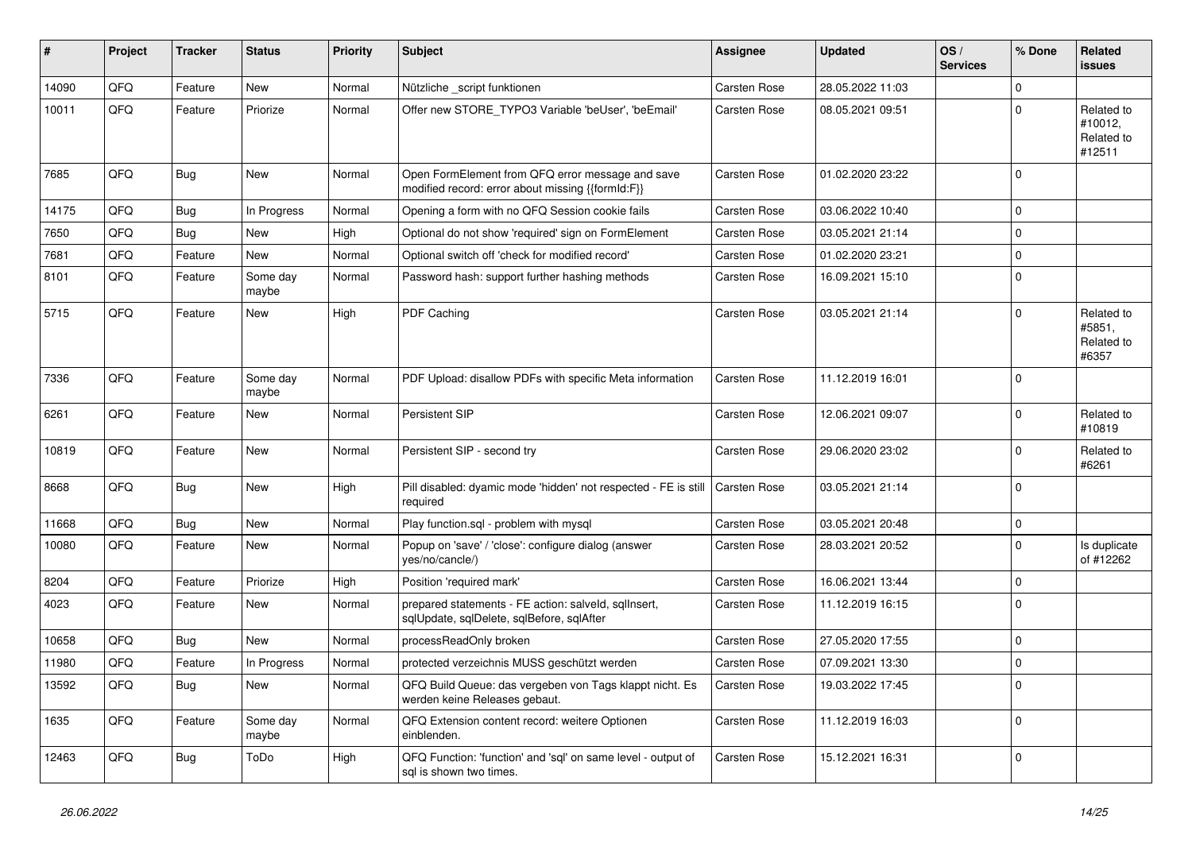| # | Project | Tracker | Status | Priority | Subject | Assignee | Updated | OS / Services | % Done | Related issues |
|---|---|---|---|---|---|---|---|---|---|---|
| 14090 | QFQ | Feature | New | Normal | Nützliche _script funktionen | Carsten Rose | 28.05.2022 11:03 | | 0 | |
| 10011 | QFQ | Feature | Priorize | Normal | Offer new STORE_TYPO3 Variable 'beUser', 'beEmail' | Carsten Rose | 08.05.2021 09:51 | | 0 | Related to #10012, Related to #12511 |
| 7685 | QFQ | Bug | New | Normal | Open FormElement from QFQ error message and save modified record: error about missing {{formId:F}} | Carsten Rose | 01.02.2020 23:22 | | 0 | |
| 14175 | QFQ | Bug | In Progress | Normal | Opening a form with no QFQ Session cookie fails | Carsten Rose | 03.06.2022 10:40 | | 0 | |
| 7650 | QFQ | Bug | New | High | Optional do not show 'required' sign on FormElement | Carsten Rose | 03.05.2021 21:14 | | 0 | |
| 7681 | QFQ | Feature | New | Normal | Optional switch off 'check for modified record' | Carsten Rose | 01.02.2020 23:21 | | 0 | |
| 8101 | QFQ | Feature | Some day maybe | Normal | Password hash: support further hashing methods | Carsten Rose | 16.09.2021 15:10 | | 0 | |
| 5715 | QFQ | Feature | New | High | PDF Caching | Carsten Rose | 03.05.2021 21:14 | | 0 | Related to #5851, Related to #6357 |
| 7336 | QFQ | Feature | Some day maybe | Normal | PDF Upload: disallow PDFs with specific Meta information | Carsten Rose | 11.12.2019 16:01 | | 0 | |
| 6261 | QFQ | Feature | New | Normal | Persistent SIP | Carsten Rose | 12.06.2021 09:07 | | 0 | Related to #10819 |
| 10819 | QFQ | Feature | New | Normal | Persistent SIP - second try | Carsten Rose | 29.06.2020 23:02 | | 0 | Related to #6261 |
| 8668 | QFQ | Bug | New | High | Pill disabled: dyamic mode 'hidden' not respected - FE is still required | Carsten Rose | 03.05.2021 21:14 | | 0 | |
| 11668 | QFQ | Bug | New | Normal | Play function.sql - problem with mysql | Carsten Rose | 03.05.2021 20:48 | | 0 | |
| 10080 | QFQ | Feature | New | Normal | Popup on 'save' / 'close': configure dialog (answer yes/no/cancle/) | Carsten Rose | 28.03.2021 20:52 | | 0 | Is duplicate of #12262 |
| 8204 | QFQ | Feature | Priorize | High | Position 'required mark' | Carsten Rose | 16.06.2021 13:44 | | 0 | |
| 4023 | QFQ | Feature | New | Normal | prepared statements - FE action: salveId, sqlInsert, sqlUpdate, sqlDelete, sqlBefore, sqlAfter | Carsten Rose | 11.12.2019 16:15 | | 0 | |
| 10658 | QFQ | Bug | New | Normal | processReadOnly broken | Carsten Rose | 27.05.2020 17:55 | | 0 | |
| 11980 | QFQ | Feature | In Progress | Normal | protected verzeichnis MUSS geschützt werden | Carsten Rose | 07.09.2021 13:30 | | 0 | |
| 13592 | QFQ | Bug | New | Normal | QFQ Build Queue: das vergeben von Tags klappt nicht. Es werden keine Releases gebaut. | Carsten Rose | 19.03.2022 17:45 | | 0 | |
| 1635 | QFQ | Feature | Some day maybe | Normal | QFQ Extension content record: weitere Optionen einblenden. | Carsten Rose | 11.12.2019 16:03 | | 0 | |
| 12463 | QFQ | Bug | ToDo | High | QFQ Function: 'function' and 'sql' on same level - output of sql is shown two times. | Carsten Rose | 15.12.2021 16:31 | | 0 | |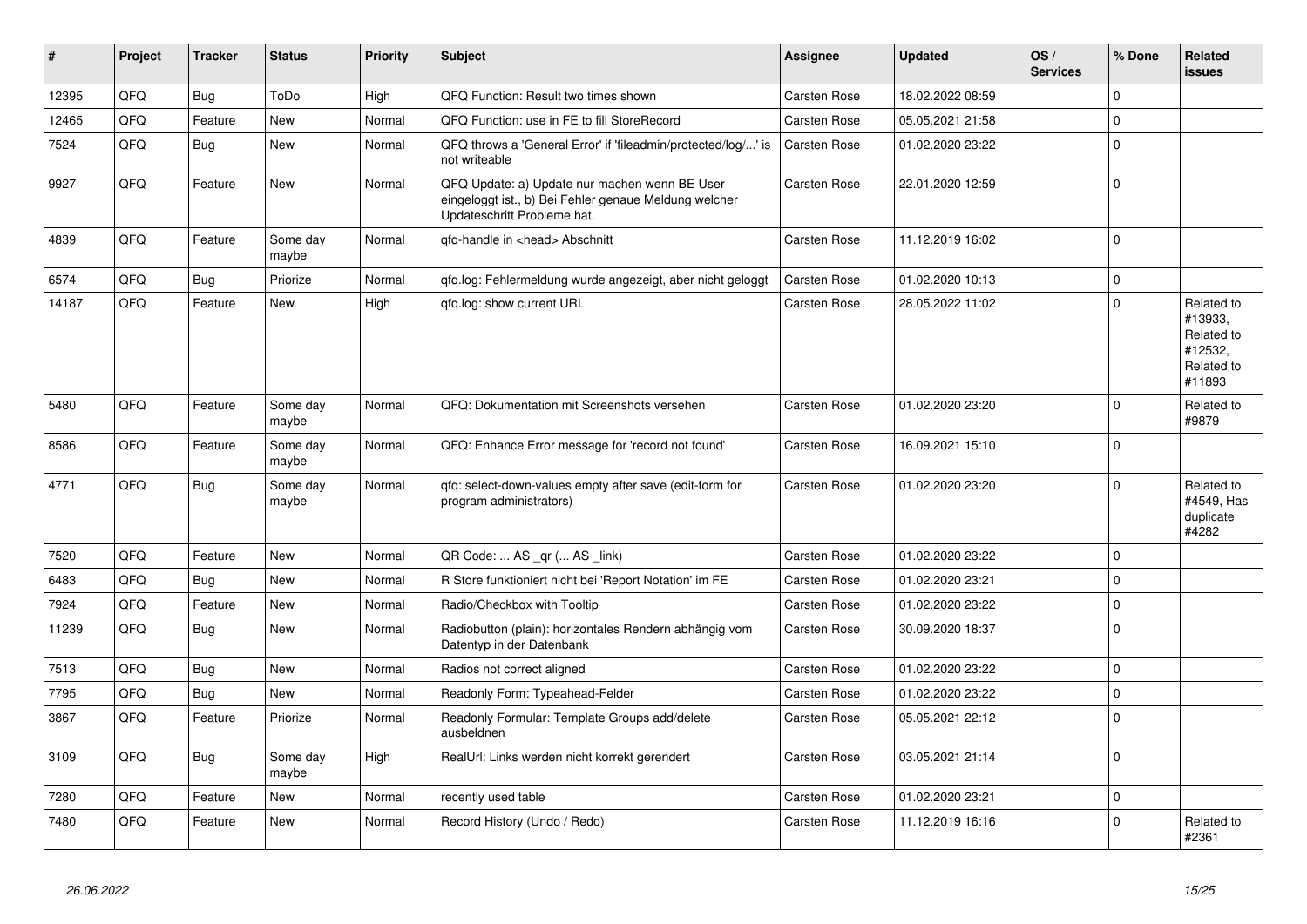| # | Project | Tracker | Status | Priority | Subject | Assignee | Updated | OS / Services | % Done | Related issues |
|---|---|---|---|---|---|---|---|---|---|---|
| 12395 | QFQ | Bug | ToDo | High | QFQ Function: Result two times shown | Carsten Rose | 18.02.2022 08:59 | | 0 | |
| 12465 | QFQ | Feature | New | Normal | QFQ Function: use in FE to fill StoreRecord | Carsten Rose | 05.05.2021 21:58 | | 0 | |
| 7524 | QFQ | Bug | New | Normal | QFQ throws a 'General Error' if 'fileadmin/protected/log/...' is not writeable | Carsten Rose | 01.02.2020 23:22 | | 0 | |
| 9927 | QFQ | Feature | New | Normal | QFQ Update: a) Update nur machen wenn BE User eingeloggt ist., b) Bei Fehler genaue Meldung welcher Updateschritt Probleme hat. | Carsten Rose | 22.01.2020 12:59 | | 0 | |
| 4839 | QFQ | Feature | Some day maybe | Normal | qfq-handle in <head> Abschnitt | Carsten Rose | 11.12.2019 16:02 | | 0 | |
| 6574 | QFQ | Bug | Priorize | Normal | qfq.log: Fehlermeldung wurde angezeigt, aber nicht geloggt | Carsten Rose | 01.02.2020 10:13 | | 0 | |
| 14187 | QFQ | Feature | New | High | qfq.log: show current URL | Carsten Rose | 28.05.2022 11:02 | | 0 | Related to #13933, Related to #12532, Related to #11893 |
| 5480 | QFQ | Feature | Some day maybe | Normal | QFQ: Dokumentation mit Screenshots versehen | Carsten Rose | 01.02.2020 23:20 | | 0 | Related to #9879 |
| 8586 | QFQ | Feature | Some day maybe | Normal | QFQ: Enhance Error message for 'record not found' | Carsten Rose | 16.09.2021 15:10 | | 0 | |
| 4771 | QFQ | Bug | Some day maybe | Normal | qfq: select-down-values empty after save (edit-form for program administrators) | Carsten Rose | 01.02.2020 23:20 | | 0 | Related to #4549, Has duplicate #4282 |
| 7520 | QFQ | Feature | New | Normal | QR Code: ... AS _qr (... AS _link) | Carsten Rose | 01.02.2020 23:22 | | 0 | |
| 6483 | QFQ | Bug | New | Normal | R Store funktioniert nicht bei 'Report Notation' im FE | Carsten Rose | 01.02.2020 23:21 | | 0 | |
| 7924 | QFQ | Feature | New | Normal | Radio/Checkbox with Tooltip | Carsten Rose | 01.02.2020 23:22 | | 0 | |
| 11239 | QFQ | Bug | New | Normal | Radiobutton (plain): horizontales Rendern abhängig vom Datentyp in der Datenbank | Carsten Rose | 30.09.2020 18:37 | | 0 | |
| 7513 | QFQ | Bug | New | Normal | Radios not correct aligned | Carsten Rose | 01.02.2020 23:22 | | 0 | |
| 7795 | QFQ | Bug | New | Normal | Readonly Form: Typeahead-Felder | Carsten Rose | 01.02.2020 23:22 | | 0 | |
| 3867 | QFQ | Feature | Priorize | Normal | Readonly Formular: Template Groups add/delete ausbeldnen | Carsten Rose | 05.05.2021 22:12 | | 0 | |
| 3109 | QFQ | Bug | Some day maybe | High | RealUrl: Links werden nicht korrekt gerendert | Carsten Rose | 03.05.2021 21:14 | | 0 | |
| 7280 | QFQ | Feature | New | Normal | recently used table | Carsten Rose | 01.02.2020 23:21 | | 0 | |
| 7480 | QFQ | Feature | New | Normal | Record History (Undo / Redo) | Carsten Rose | 11.12.2019 16:16 | | 0 | Related to #2361 |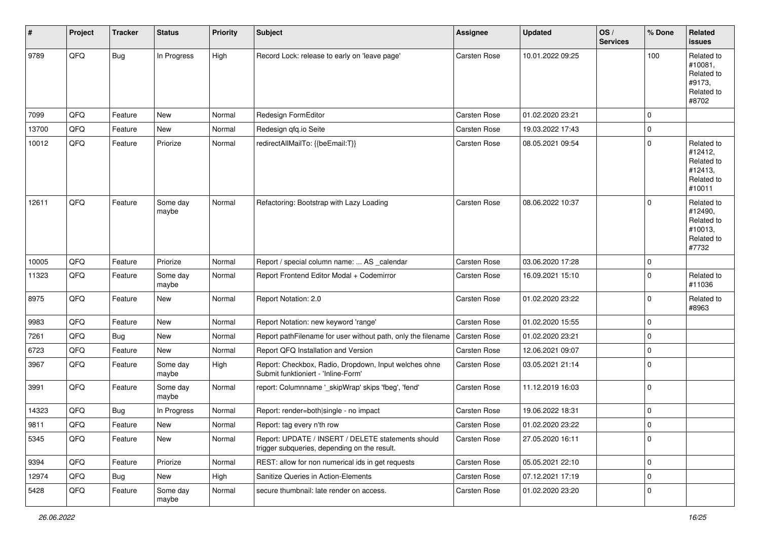| # | Project | Tracker | Status | Priority | Subject | Assignee | Updated | OS / Services | % Done | Related issues |
|---|---|---|---|---|---|---|---|---|---|---|
| 9789 | QFQ | Bug | In Progress | High | Record Lock: release to early on 'leave page' | Carsten Rose | 10.01.2022 09:25 | | 100 | Related to #10081, Related to #9173, Related to #8702 |
| 7099 | QFQ | Feature | New | Normal | Redesign FormEditor | Carsten Rose | 01.02.2020 23:21 | | 0 | |
| 13700 | QFQ | Feature | New | Normal | Redesign qfq.io Seite | Carsten Rose | 19.03.2022 17:43 | | 0 | |
| 10012 | QFQ | Feature | Priorize | Normal | redirectAllMailTo: {{beEmail:T}} | Carsten Rose | 08.05.2021 09:54 | | 0 | Related to #12412, Related to #12413, Related to #10011 |
| 12611 | QFQ | Feature | Some day maybe | Normal | Refactoring: Bootstrap with Lazy Loading | Carsten Rose | 08.06.2022 10:37 | | 0 | Related to #12490, Related to #10013, Related to #7732 |
| 10005 | QFQ | Feature | Priorize | Normal | Report / special column name: ... AS _calendar | Carsten Rose | 03.06.2020 17:28 | | 0 | |
| 11323 | QFQ | Feature | Some day maybe | Normal | Report Frontend Editor Modal + Codemirror | Carsten Rose | 16.09.2021 15:10 | | 0 | Related to #11036 |
| 8975 | QFQ | Feature | New | Normal | Report Notation: 2.0 | Carsten Rose | 01.02.2020 23:22 | | 0 | Related to #8963 |
| 9983 | QFQ | Feature | New | Normal | Report Notation: new keyword 'range' | Carsten Rose | 01.02.2020 15:55 | | 0 | |
| 7261 | QFQ | Bug | New | Normal | Report pathFilename for user without path, only the filename | Carsten Rose | 01.02.2020 23:21 | | 0 | |
| 6723 | QFQ | Feature | New | Normal | Report QFQ Installation and Version | Carsten Rose | 12.06.2021 09:07 | | 0 | |
| 3967 | QFQ | Feature | Some day maybe | High | Report: Checkbox, Radio, Dropdown, Input welches ohne Submit funktioniert - 'Inline-Form' | Carsten Rose | 03.05.2021 21:14 | | 0 | |
| 3991 | QFQ | Feature | Some day maybe | Normal | report: Columnname '_skipWrap' skips 'fbeg', 'fend' | Carsten Rose | 11.12.2019 16:03 | | 0 | |
| 14323 | QFQ | Bug | In Progress | Normal | Report: render=both\|single - no impact | Carsten Rose | 19.06.2022 18:31 | | 0 | |
| 9811 | QFQ | Feature | New | Normal | Report: tag every n'th row | Carsten Rose | 01.02.2020 23:22 | | 0 | |
| 5345 | QFQ | Feature | New | Normal | Report: UPDATE / INSERT / DELETE statements should trigger subqueries, depending on the result. | Carsten Rose | 27.05.2020 16:11 | | 0 | |
| 9394 | QFQ | Feature | Priorize | Normal | REST: allow for non numerical ids in get requests | Carsten Rose | 05.05.2021 22:10 | | 0 | |
| 12974 | QFQ | Bug | New | High | Sanitize Queries in Action-Elements | Carsten Rose | 07.12.2021 17:19 | | 0 | |
| 5428 | QFQ | Feature | Some day maybe | Normal | secure thumbnail: late render on access. | Carsten Rose | 01.02.2020 23:20 | | 0 | |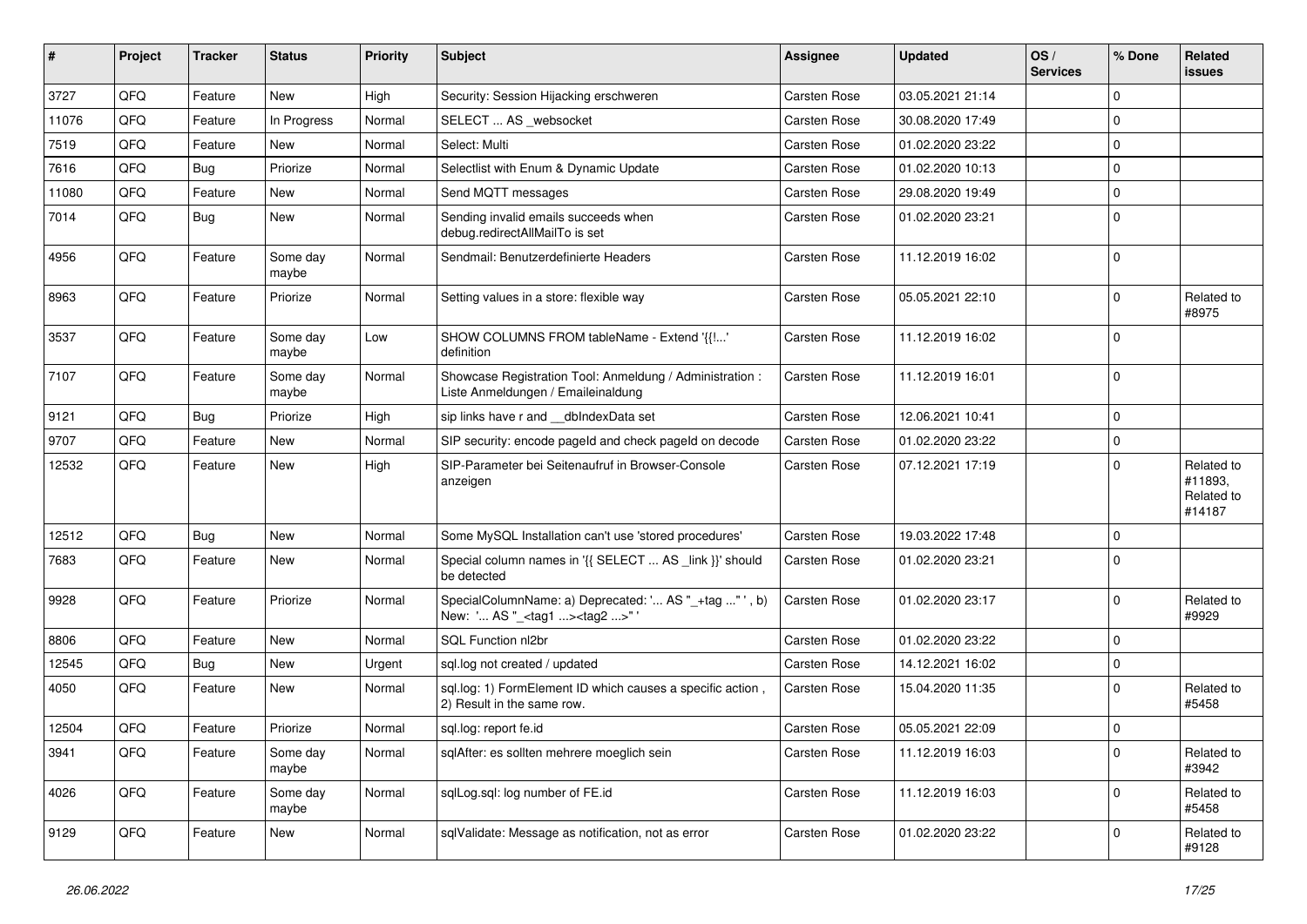| # | Project | Tracker | Status | Priority | Subject | Assignee | Updated | OS / Services | % Done | Related issues |
|---|---|---|---|---|---|---|---|---|---|---|
| 3727 | QFQ | Feature | New | High | Security: Session Hijacking erschweren | Carsten Rose | 03.05.2021 21:14 | | 0 | |
| 11076 | QFQ | Feature | In Progress | Normal | SELECT ... AS _websocket | Carsten Rose | 30.08.2020 17:49 | | 0 | |
| 7519 | QFQ | Feature | New | Normal | Select: Multi | Carsten Rose | 01.02.2020 23:22 | | 0 | |
| 7616 | QFQ | Bug | Priorize | Normal | Selectlist with Enum & Dynamic Update | Carsten Rose | 01.02.2020 10:13 | | 0 | |
| 11080 | QFQ | Feature | New | Normal | Send MQTT messages | Carsten Rose | 29.08.2020 19:49 | | 0 | |
| 7014 | QFQ | Bug | New | Normal | Sending invalid emails succeeds when debug.redirectAllMailTo is set | Carsten Rose | 01.02.2020 23:21 | | 0 | |
| 4956 | QFQ | Feature | Some day maybe | Normal | Sendmail: Benutzerdefinierte Headers | Carsten Rose | 11.12.2019 16:02 | | 0 | |
| 8963 | QFQ | Feature | Priorize | Normal | Setting values in a store: flexible way | Carsten Rose | 05.05.2021 22:10 | | 0 | Related to #8975 |
| 3537 | QFQ | Feature | Some day maybe | Low | SHOW COLUMNS FROM tableName - Extend '{{!...' definition | Carsten Rose | 11.12.2019 16:02 | | 0 | |
| 7107 | QFQ | Feature | Some day maybe | Normal | Showcase Registration Tool: Anmeldung / Administration : Liste Anmeldungen / Emaileinaldung | Carsten Rose | 11.12.2019 16:01 | | 0 | |
| 9121 | QFQ | Bug | Priorize | High | sip links have r and __dbIndexData set | Carsten Rose | 12.06.2021 10:41 | | 0 | |
| 9707 | QFQ | Feature | New | Normal | SIP security: encode pageId and check pageId on decode | Carsten Rose | 01.02.2020 23:22 | | 0 | |
| 12532 | QFQ | Feature | New | High | SIP-Parameter bei Seitenaufruf in Browser-Console anzeigen | Carsten Rose | 07.12.2021 17:19 | | 0 | Related to #11893, Related to #14187 |
| 12512 | QFQ | Bug | New | Normal | Some MySQL Installation can't use 'stored procedures' | Carsten Rose | 19.03.2022 17:48 | | 0 | |
| 7683 | QFQ | Feature | New | Normal | Special column names in '{{ SELECT ... AS _link }}' should be detected | Carsten Rose | 01.02.2020 23:21 | | 0 | |
| 9928 | QFQ | Feature | Priorize | Normal | SpecialColumnName: a) Deprecated: '... AS "_+tag ..." ', b) New: '... AS "_<tag1 ...><tag2 ...>" ' | Carsten Rose | 01.02.2020 23:17 | | 0 | Related to #9929 |
| 8806 | QFQ | Feature | New | Normal | SQL Function nl2br | Carsten Rose | 01.02.2020 23:22 | | 0 | |
| 12545 | QFQ | Bug | New | Urgent | sql.log not created / updated | Carsten Rose | 14.12.2021 16:02 | | 0 | |
| 4050 | QFQ | Feature | New | Normal | sql.log: 1) FormElement ID which causes a specific action , 2) Result in the same row. | Carsten Rose | 15.04.2020 11:35 | | 0 | Related to #5458 |
| 12504 | QFQ | Feature | Priorize | Normal | sql.log: report fe.id | Carsten Rose | 05.05.2021 22:09 | | 0 | |
| 3941 | QFQ | Feature | Some day maybe | Normal | sqlAfter: es sollten mehrere moeglich sein | Carsten Rose | 11.12.2019 16:03 | | 0 | Related to #3942 |
| 4026 | QFQ | Feature | Some day maybe | Normal | sqlLog.sql: log number of FE.id | Carsten Rose | 11.12.2019 16:03 | | 0 | Related to #5458 |
| 9129 | QFQ | Feature | New | Normal | sqlValidate: Message as notification, not as error | Carsten Rose | 01.02.2020 23:22 | | 0 | Related to #9128 |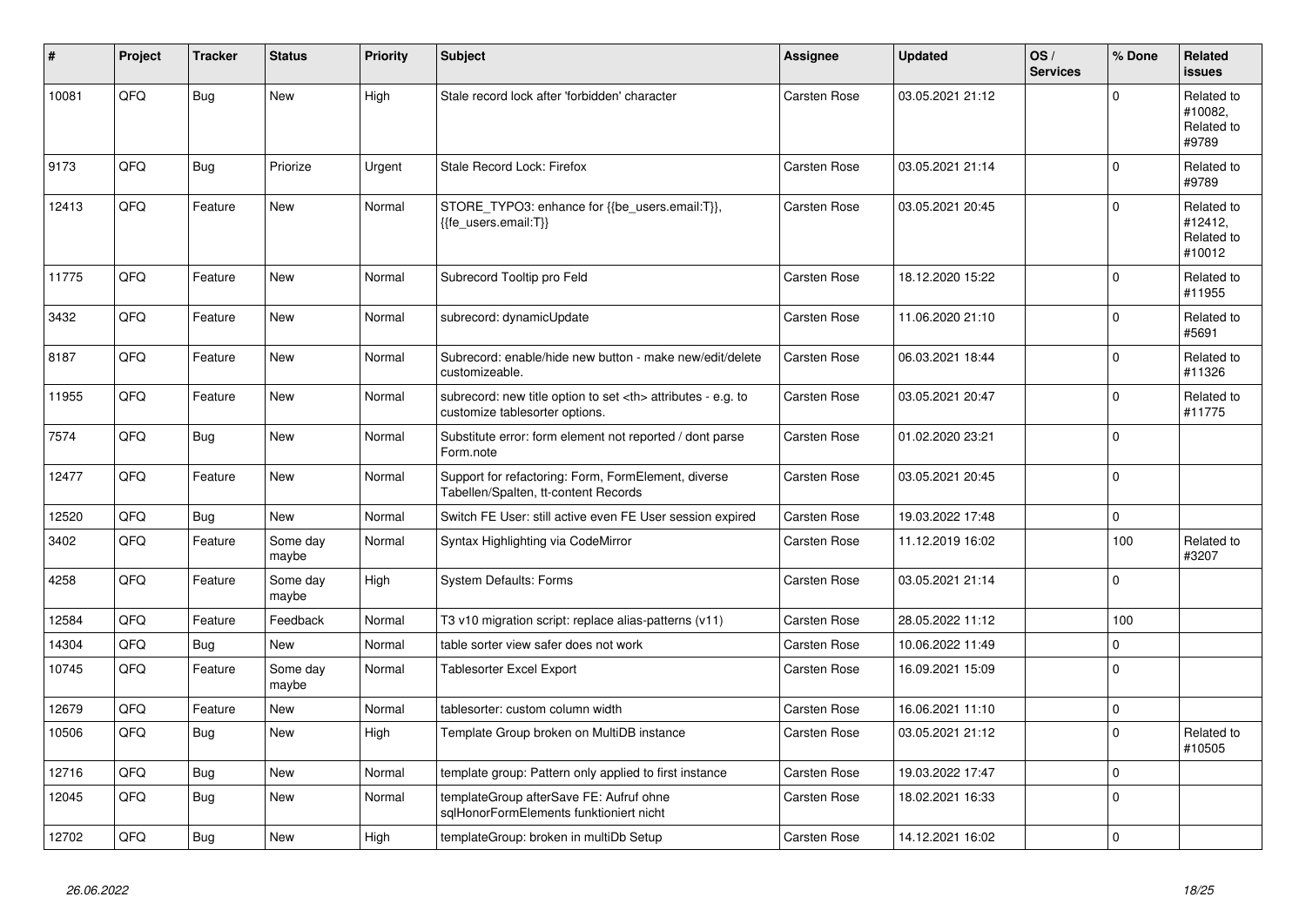| # | Project | Tracker | Status | Priority | Subject | Assignee | Updated | OS / Services | % Done | Related issues |
|---|---|---|---|---|---|---|---|---|---|---|
| 10081 | QFQ | Bug | New | High | Stale record lock after 'forbidden' character | Carsten Rose | 03.05.2021 21:12 | | 0 | Related to #10082, Related to #9789 |
| 9173 | QFQ | Bug | Priorize | Urgent | Stale Record Lock: Firefox | Carsten Rose | 03.05.2021 21:14 | | 0 | Related to #9789 |
| 12413 | QFQ | Feature | New | Normal | STORE_TYPO3: enhance for {{be_users.email:T}}, {{fe_users.email:T}} | Carsten Rose | 03.05.2021 20:45 | | 0 | Related to #12412, Related to #10012 |
| 11775 | QFQ | Feature | New | Normal | Subrecord Tooltip pro Feld | Carsten Rose | 18.12.2020 15:22 | | 0 | Related to #11955 |
| 3432 | QFQ | Feature | New | Normal | subrecord: dynamicUpdate | Carsten Rose | 11.06.2020 21:10 | | 0 | Related to #5691 |
| 8187 | QFQ | Feature | New | Normal | Subrecord: enable/hide new button - make new/edit/delete customizeable. | Carsten Rose | 06.03.2021 18:44 | | 0 | Related to #11326 |
| 11955 | QFQ | Feature | New | Normal | subrecord: new title option to set <th> attributes - e.g. to customize tablesorter options. | Carsten Rose | 03.05.2021 20:47 | | 0 | Related to #11775 |
| 7574 | QFQ | Bug | New | Normal | Substitute error: form element not reported / dont parse Form.note | Carsten Rose | 01.02.2020 23:21 | | 0 | |
| 12477 | QFQ | Feature | New | Normal | Support for refactoring: Form, FormElement, diverse Tabellen/Spalten, tt-content Records | Carsten Rose | 03.05.2021 20:45 | | 0 | |
| 12520 | QFQ | Bug | New | Normal | Switch FE User: still active even FE User session expired | Carsten Rose | 19.03.2022 17:48 | | 0 | |
| 3402 | QFQ | Feature | Some day maybe | Normal | Syntax Highlighting via CodeMirror | Carsten Rose | 11.12.2019 16:02 | | 100 | Related to #3207 |
| 4258 | QFQ | Feature | Some day maybe | High | System Defaults: Forms | Carsten Rose | 03.05.2021 21:14 | | 0 | |
| 12584 | QFQ | Feature | Feedback | Normal | T3 v10 migration script: replace alias-patterns (v11) | Carsten Rose | 28.05.2022 11:12 | | 100 | |
| 14304 | QFQ | Bug | New | Normal | table sorter view safer does not work | Carsten Rose | 10.06.2022 11:49 | | 0 | |
| 10745 | QFQ | Feature | Some day maybe | Normal | Tablesorter Excel Export | Carsten Rose | 16.09.2021 15:09 | | 0 | |
| 12679 | QFQ | Feature | New | Normal | tablesorter: custom column width | Carsten Rose | 16.06.2021 11:10 | | 0 | |
| 10506 | QFQ | Bug | New | High | Template Group broken on MultiDB instance | Carsten Rose | 03.05.2021 21:12 | | 0 | Related to #10505 |
| 12716 | QFQ | Bug | New | Normal | template group: Pattern only applied to first instance | Carsten Rose | 19.03.2022 17:47 | | 0 | |
| 12045 | QFQ | Bug | New | Normal | templateGroup afterSave FE: Aufruf ohne sqlHonorFormElements funktioniert nicht | Carsten Rose | 18.02.2021 16:33 | | 0 | |
| 12702 | QFQ | Bug | New | High | templateGroup: broken in multiDb Setup | Carsten Rose | 14.12.2021 16:02 | | 0 | |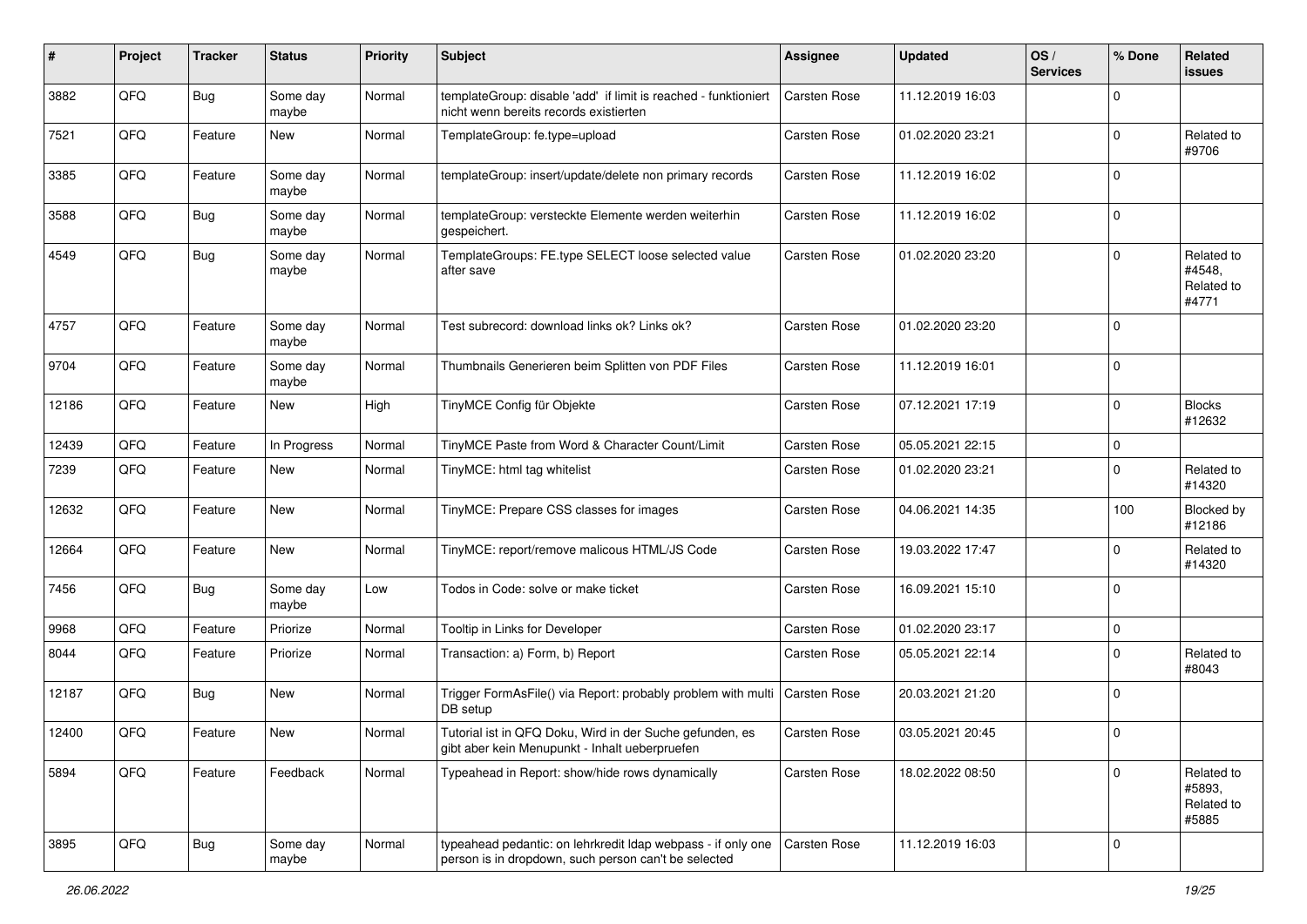| # | Project | Tracker | Status | Priority | Subject | Assignee | Updated | OS / Services | % Done | Related issues |
|---|---|---|---|---|---|---|---|---|---|---|
| 3882 | QFQ | Bug | Some day maybe | Normal | templateGroup: disable 'add' if limit is reached - funktioniert nicht wenn bereits records existierten | Carsten Rose | 11.12.2019 16:03 | | 0 | |
| 7521 | QFQ | Feature | New | Normal | TemplateGroup: fe.type=upload | Carsten Rose | 01.02.2020 23:21 | | 0 | Related to #9706 |
| 3385 | QFQ | Feature | Some day maybe | Normal | templateGroup: insert/update/delete non primary records | Carsten Rose | 11.12.2019 16:02 | | 0 | |
| 3588 | QFQ | Bug | Some day maybe | Normal | templateGroup: versteckte Elemente werden weiterhin gespeichert. | Carsten Rose | 11.12.2019 16:02 | | 0 | |
| 4549 | QFQ | Bug | Some day maybe | Normal | TemplateGroups: FE.type SELECT loose selected value after save | Carsten Rose | 01.02.2020 23:20 | | 0 | Related to #4548, Related to #4771 |
| 4757 | QFQ | Feature | Some day maybe | Normal | Test subrecord: download links ok? Links ok? | Carsten Rose | 01.02.2020 23:20 | | 0 | |
| 9704 | QFQ | Feature | Some day maybe | Normal | Thumbnails Generieren beim Splitten von PDF Files | Carsten Rose | 11.12.2019 16:01 | | 0 | |
| 12186 | QFQ | Feature | New | High | TinyMCE Config für Objekte | Carsten Rose | 07.12.2021 17:19 | | 0 | Blocks #12632 |
| 12439 | QFQ | Feature | In Progress | Normal | TinyMCE Paste from Word & Character Count/Limit | Carsten Rose | 05.05.2021 22:15 | | 0 | |
| 7239 | QFQ | Feature | New | Normal | TinyMCE: html tag whitelist | Carsten Rose | 01.02.2020 23:21 | | 0 | Related to #14320 |
| 12632 | QFQ | Feature | New | Normal | TinyMCE: Prepare CSS classes for images | Carsten Rose | 04.06.2021 14:35 | | 100 | Blocked by #12186 |
| 12664 | QFQ | Feature | New | Normal | TinyMCE: report/remove malicous HTML/JS Code | Carsten Rose | 19.03.2022 17:47 | | 0 | Related to #14320 |
| 7456 | QFQ | Bug | Some day maybe | Low | Todos in Code: solve or make ticket | Carsten Rose | 16.09.2021 15:10 | | 0 | |
| 9968 | QFQ | Feature | Priorize | Normal | Tooltip in Links for Developer | Carsten Rose | 01.02.2020 23:17 | | 0 | |
| 8044 | QFQ | Feature | Priorize | Normal | Transaction: a) Form, b) Report | Carsten Rose | 05.05.2021 22:14 | | 0 | Related to #8043 |
| 12187 | QFQ | Bug | New | Normal | Trigger FormAsFile() via Report: probably problem with multi DB setup | Carsten Rose | 20.03.2021 21:20 | | 0 | |
| 12400 | QFQ | Feature | New | Normal | Tutorial ist in QFQ Doku, Wird in der Suche gefunden, es gibt aber kein Menupunkt - Inhalt ueberpruefen | Carsten Rose | 03.05.2021 20:45 | | 0 | |
| 5894 | QFQ | Feature | Feedback | Normal | Typeahead in Report: show/hide rows dynamically | Carsten Rose | 18.02.2022 08:50 | | 0 | Related to #5893, Related to #5885 |
| 3895 | QFQ | Bug | Some day maybe | Normal | typeahead pedantic: on lehrkredit ldap webpass - if only one person is in dropdown, such person can't be selected | Carsten Rose | 11.12.2019 16:03 | | 0 | |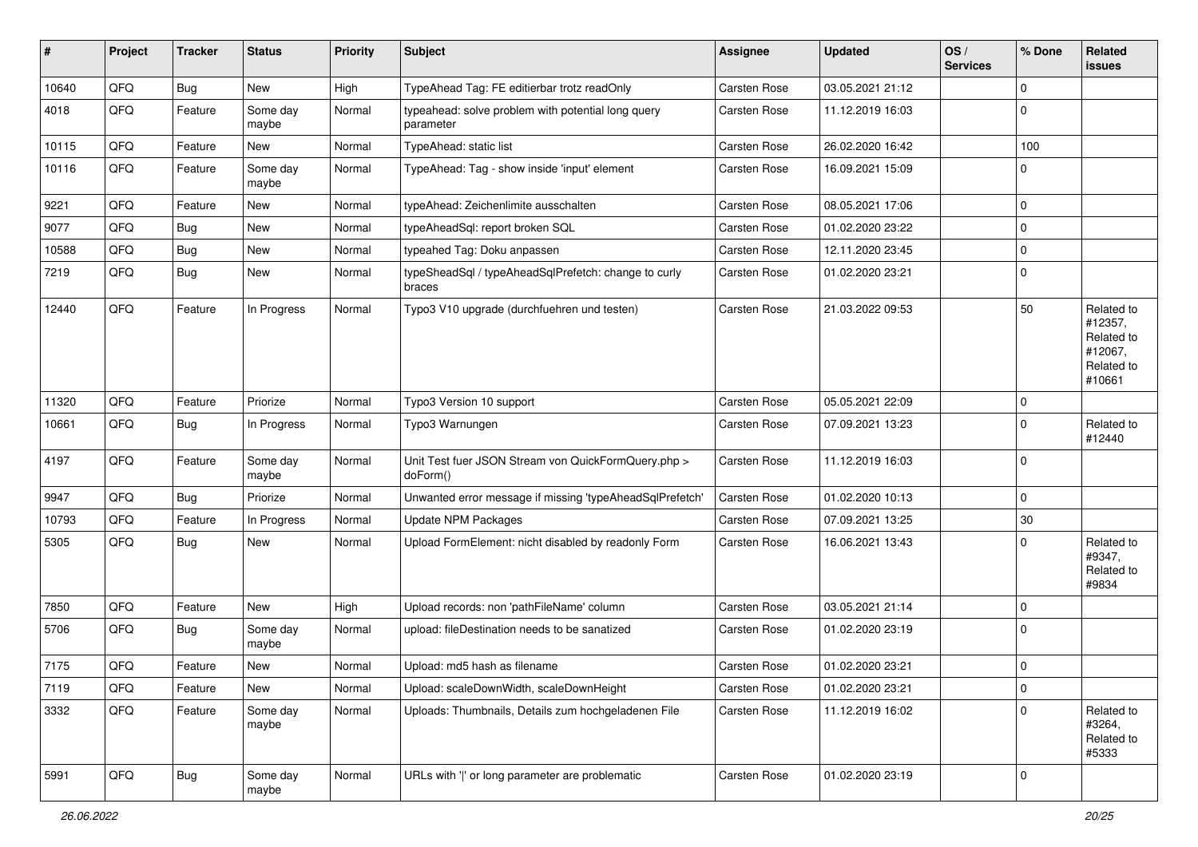| # | Project | Tracker | Status | Priority | Subject | Assignee | Updated | OS / Services | % Done | Related issues |
|---|---|---|---|---|---|---|---|---|---|---|
| 10640 | QFQ | Bug | New | High | TypeAhead Tag: FE editierbar trotz readOnly | Carsten Rose | 03.05.2021 21:12 | | 0 | |
| 4018 | QFQ | Feature | Some day maybe | Normal | typeahead: solve problem with potential long query parameter | Carsten Rose | 11.12.2019 16:03 | | 0 | |
| 10115 | QFQ | Feature | New | Normal | TypeAhead: static list | Carsten Rose | 26.02.2020 16:42 | | 100 | |
| 10116 | QFQ | Feature | Some day maybe | Normal | TypeAhead: Tag - show inside 'input' element | Carsten Rose | 16.09.2021 15:09 | | 0 | |
| 9221 | QFQ | Feature | New | Normal | typeAhead: Zeichenlimite ausschalten | Carsten Rose | 08.05.2021 17:06 | | 0 | |
| 9077 | QFQ | Bug | New | Normal | typeAheadSql: report broken SQL | Carsten Rose | 01.02.2020 23:22 | | 0 | |
| 10588 | QFQ | Bug | New | Normal | typeahed Tag: Doku anpassen | Carsten Rose | 12.11.2020 23:45 | | 0 | |
| 7219 | QFQ | Bug | New | Normal | typeSheadSql / typeAheadSqlPrefetch: change to curly braces | Carsten Rose | 01.02.2020 23:21 | | 0 | |
| 12440 | QFQ | Feature | In Progress | Normal | Typo3 V10 upgrade (durchfuehren und testen) | Carsten Rose | 21.03.2022 09:53 | | 50 | Related to #12357, Related to #12067, Related to #10661 |
| 11320 | QFQ | Feature | Priorize | Normal | Typo3 Version 10 support | Carsten Rose | 05.05.2021 22:09 | | 0 | |
| 10661 | QFQ | Bug | In Progress | Normal | Typo3 Warnungen | Carsten Rose | 07.09.2021 13:23 | | 0 | Related to #12440 |
| 4197 | QFQ | Feature | Some day maybe | Normal | Unit Test fuer JSON Stream von QuickFormQuery.php > doForm() | Carsten Rose | 11.12.2019 16:03 | | 0 | |
| 9947 | QFQ | Bug | Priorize | Normal | Unwanted error message if missing 'typeAheadSqlPrefetch' | Carsten Rose | 01.02.2020 10:13 | | 0 | |
| 10793 | QFQ | Feature | In Progress | Normal | Update NPM Packages | Carsten Rose | 07.09.2021 13:25 | | 30 | |
| 5305 | QFQ | Bug | New | Normal | Upload FormElement: nicht disabled by readonly Form | Carsten Rose | 16.06.2021 13:43 | | 0 | Related to #9347, Related to #9834 |
| 7850 | QFQ | Feature | New | High | Upload records: non 'pathFileName' column | Carsten Rose | 03.05.2021 21:14 | | 0 | |
| 5706 | QFQ | Bug | Some day maybe | Normal | upload: fileDestination needs to be sanatized | Carsten Rose | 01.02.2020 23:19 | | 0 | |
| 7175 | QFQ | Feature | New | Normal | Upload: md5 hash as filename | Carsten Rose | 01.02.2020 23:21 | | 0 | |
| 7119 | QFQ | Feature | New | Normal | Upload: scaleDownWidth, scaleDownHeight | Carsten Rose | 01.02.2020 23:21 | | 0 | |
| 3332 | QFQ | Feature | Some day maybe | Normal | Uploads: Thumbnails, Details zum hochgeladenen File | Carsten Rose | 11.12.2019 16:02 | | 0 | Related to #3264, Related to #5333 |
| 5991 | QFQ | Bug | Some day maybe | Normal | URLs with '\|' or long parameter are problematic | Carsten Rose | 01.02.2020 23:19 | | 0 | |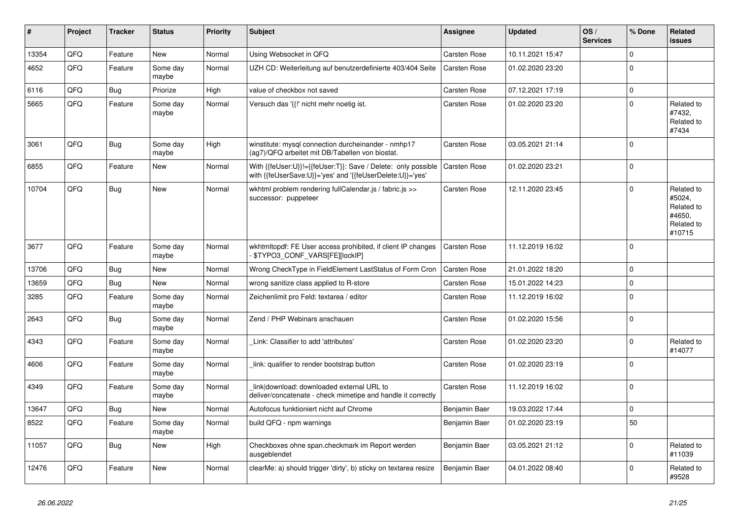| # | Project | Tracker | Status | Priority | Subject | Assignee | Updated | OS / Services | % Done | Related issues |
|---|---|---|---|---|---|---|---|---|---|---|
| 13354 | QFQ | Feature | New | Normal | Using Websocket in QFQ | Carsten Rose | 10.11.2021 15:47 | | 0 | |
| 4652 | QFQ | Feature | Some day maybe | Normal | UZH CD: Weiterleitung auf benutzerdefinierte 403/404 Seite | Carsten Rose | 01.02.2020 23:20 | | 0 | |
| 6116 | QFQ | Bug | Priorize | High | value of checkbox not saved | Carsten Rose | 07.12.2021 17:19 | | 0 | |
| 5665 | QFQ | Feature | Some day maybe | Normal | Versuch das '{{!' nicht mehr noetig ist. | Carsten Rose | 01.02.2020 23:20 | | 0 | Related to #7432, Related to #7434 |
| 3061 | QFQ | Bug | Some day maybe | High | winstitute: mysql connection durcheinander - nmhp17 (ag7)/QFQ arbeitet mit DB/Tabellen von biostat. | Carsten Rose | 03.05.2021 21:14 | | 0 | |
| 6855 | QFQ | Feature | New | Normal | With {{feUser:U}}!={{feUser:T}}: Save / Delete: only possible with {{feUserSave:U}}='yes' and '{{feUserDelete:U}}='yes' | Carsten Rose | 01.02.2020 23:21 | | 0 | |
| 10704 | QFQ | Bug | New | Normal | wkhtml problem rendering fullCalendar.js / fabric.js >> successor: puppeteer | Carsten Rose | 12.11.2020 23:45 | | 0 | Related to #5024, Related to #4650, Related to #10715 |
| 3677 | QFQ | Feature | Some day maybe | Normal | wkhtmltopdf: FE User access prohibited, if client IP changes - $TYPO3_CONF_VARS[FE][lockIP] | Carsten Rose | 11.12.2019 16:02 | | 0 | |
| 13706 | QFQ | Bug | New | Normal | Wrong CheckType in FieldElement LastStatus of Form Cron | Carsten Rose | 21.01.2022 18:20 | | 0 | |
| 13659 | QFQ | Bug | New | Normal | wrong sanitize class applied to R-store | Carsten Rose | 15.01.2022 14:23 | | 0 | |
| 3285 | QFQ | Feature | Some day maybe | Normal | Zeichenlimit pro Feld: textarea / editor | Carsten Rose | 11.12.2019 16:02 | | 0 | |
| 2643 | QFQ | Bug | Some day maybe | Normal | Zend / PHP Webinars anschauen | Carsten Rose | 01.02.2020 15:56 | | 0 | |
| 4343 | QFQ | Feature | Some day maybe | Normal | _Link: Classifier to add 'attributes' | Carsten Rose | 01.02.2020 23:20 | | 0 | Related to #14077 |
| 4606 | QFQ | Feature | Some day maybe | Normal | _link: qualifier to render bootstrap button | Carsten Rose | 01.02.2020 23:19 | | 0 | |
| 4349 | QFQ | Feature | Some day maybe | Normal | _link\|download: downloaded external URL to deliver/concatenate - check mimetipe and handle it correctly | Carsten Rose | 11.12.2019 16:02 | | 0 | |
| 13647 | QFQ | Bug | New | Normal | Autofocus funktioniert nicht auf Chrome | Benjamin Baer | 19.03.2022 17:44 | | 0 | |
| 8522 | QFQ | Feature | Some day maybe | Normal | build QFQ - npm warnings | Benjamin Baer | 01.02.2020 23:19 | | 50 | |
| 11057 | QFQ | Bug | New | High | Checkboxes ohne span.checkmark im Report werden ausgeblendet | Benjamin Baer | 03.05.2021 21:12 | | 0 | Related to #11039 |
| 12476 | QFQ | Feature | New | Normal | clearMe: a) should trigger 'dirty', b) sticky on textarea resize | Benjamin Baer | 04.01.2022 08:40 | | 0 | Related to #9528 |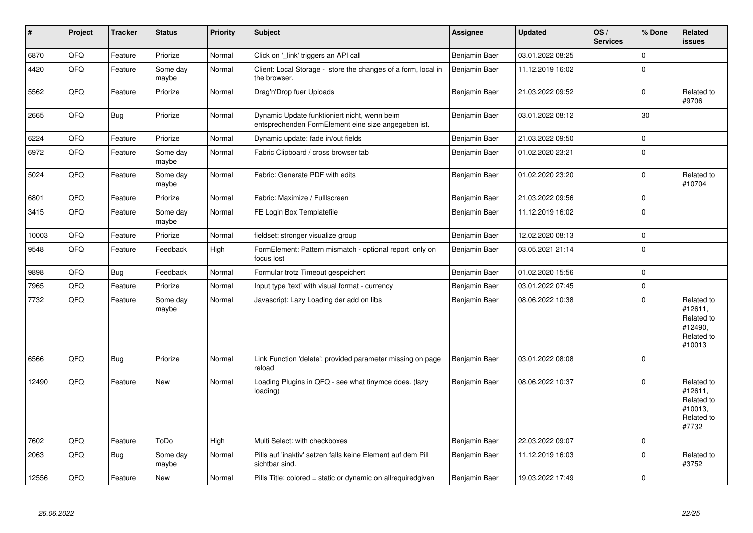| # | Project | Tracker | Status | Priority | Subject | Assignee | Updated | OS / Services | % Done | Related issues |
|---|---|---|---|---|---|---|---|---|---|---|
| 6870 | QFQ | Feature | Priorize | Normal | Click on '_link' triggers an API call | Benjamin Baer | 03.01.2022 08:25 | | 0 | |
| 4420 | QFQ | Feature | Some day maybe | Normal | Client: Local Storage - store the changes of a form, local in the browser. | Benjamin Baer | 11.12.2019 16:02 | | 0 | |
| 5562 | QFQ | Feature | Priorize | Normal | Drag'n'Drop fuer Uploads | Benjamin Baer | 21.03.2022 09:52 | | 0 | Related to #9706 |
| 2665 | QFQ | Bug | Priorize | Normal | Dynamic Update funktioniert nicht, wenn beim entsprechenden FormElement eine size angegeben ist. | Benjamin Baer | 03.01.2022 08:12 | | 30 | |
| 6224 | QFQ | Feature | Priorize | Normal | Dynamic update: fade in/out fields | Benjamin Baer | 21.03.2022 09:50 | | 0 | |
| 6972 | QFQ | Feature | Some day maybe | Normal | Fabric Clipboard / cross browser tab | Benjamin Baer | 01.02.2020 23:21 | | 0 | |
| 5024 | QFQ | Feature | Some day maybe | Normal | Fabric: Generate PDF with edits | Benjamin Baer | 01.02.2020 23:20 | | 0 | Related to #10704 |
| 6801 | QFQ | Feature | Priorize | Normal | Fabric: Maximize / Fulllscreen | Benjamin Baer | 21.03.2022 09:56 | | 0 | |
| 3415 | QFQ | Feature | Some day maybe | Normal | FE Login Box Templatefile | Benjamin Baer | 11.12.2019 16:02 | | 0 | |
| 10003 | QFQ | Feature | Priorize | Normal | fieldset: stronger visualize group | Benjamin Baer | 12.02.2020 08:13 | | 0 | |
| 9548 | QFQ | Feature | Feedback | High | FormElement: Pattern mismatch - optional report only on focus lost | Benjamin Baer | 03.05.2021 21:14 | | 0 | |
| 9898 | QFQ | Bug | Feedback | Normal | Formular trotz Timeout gespeichert | Benjamin Baer | 01.02.2020 15:56 | | 0 | |
| 7965 | QFQ | Feature | Priorize | Normal | Input type 'text' with visual format - currency | Benjamin Baer | 03.01.2022 07:45 | | 0 | |
| 7732 | QFQ | Feature | Some day maybe | Normal | Javascript: Lazy Loading der add on libs | Benjamin Baer | 08.06.2022 10:38 | | 0 | Related to #12611, Related to #12490, Related to #10013 |
| 6566 | QFQ | Bug | Priorize | Normal | Link Function 'delete': provided parameter missing on page reload | Benjamin Baer | 03.01.2022 08:08 | | 0 | |
| 12490 | QFQ | Feature | New | Normal | Loading Plugins in QFQ - see what tinymce does. (lazy loading) | Benjamin Baer | 08.06.2022 10:37 | | 0 | Related to #12611, Related to #10013, Related to #7732 |
| 7602 | QFQ | Feature | ToDo | High | Multi Select: with checkboxes | Benjamin Baer | 22.03.2022 09:07 | | 0 | |
| 2063 | QFQ | Bug | Some day maybe | Normal | Pills auf 'inaktiv' setzen falls keine Element auf dem Pill sichtbar sind. | Benjamin Baer | 11.12.2019 16:03 | | 0 | Related to #3752 |
| 12556 | QFQ | Feature | New | Normal | Pills Title: colored = static or dynamic on allrequiredgiven | Benjamin Baer | 19.03.2022 17:49 | | 0 | |

*26.06.2022*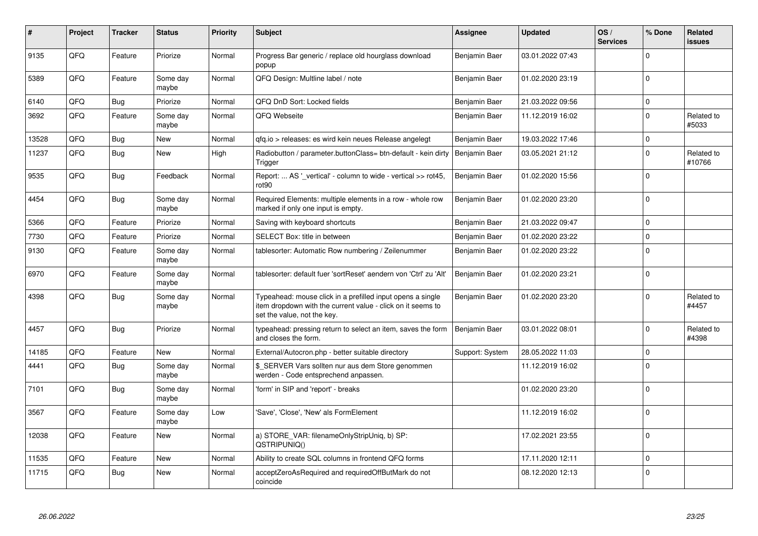| # | Project | Tracker | Status | Priority | Subject | Assignee | Updated | OS / Services | % Done | Related issues |
|---|---|---|---|---|---|---|---|---|---|---|
| 9135 | QFQ | Feature | Priorize | Normal | Progress Bar generic / replace old hourglass download popup | Benjamin Baer | 03.01.2022 07:43 | | 0 | |
| 5389 | QFQ | Feature | Some day maybe | Normal | QFQ Design: Multline label / note | Benjamin Baer | 01.02.2020 23:19 | | 0 | |
| 6140 | QFQ | Bug | Priorize | Normal | QFQ DnD Sort: Locked fields | Benjamin Baer | 21.03.2022 09:56 | | 0 | |
| 3692 | QFQ | Feature | Some day maybe | Normal | QFQ Webseite | Benjamin Baer | 11.12.2019 16:02 | | 0 | Related to #5033 |
| 13528 | QFQ | Bug | New | Normal | qfq.io > releases: es wird kein neues Release angelegt | Benjamin Baer | 19.03.2022 17:46 | | 0 | |
| 11237 | QFQ | Bug | New | High | Radiobutton / parameter.buttonClass= btn-default - kein dirty Trigger | Benjamin Baer | 03.05.2021 21:12 | | 0 | Related to #10766 |
| 9535 | QFQ | Bug | Feedback | Normal | Report: ... AS '_vertical' - column to wide - vertical >> rot45, rot90 | Benjamin Baer | 01.02.2020 15:56 | | 0 | |
| 4454 | QFQ | Bug | Some day maybe | Normal | Required Elements: multiple elements in a row - whole row marked if only one input is empty. | Benjamin Baer | 01.02.2020 23:20 | | 0 | |
| 5366 | QFQ | Feature | Priorize | Normal | Saving with keyboard shortcuts | Benjamin Baer | 21.03.2022 09:47 | | 0 | |
| 7730 | QFQ | Feature | Priorize | Normal | SELECT Box: title in between | Benjamin Baer | 01.02.2020 23:22 | | 0 | |
| 9130 | QFQ | Feature | Some day maybe | Normal | tablesorter: Automatic Row numbering / Zeilenummer | Benjamin Baer | 01.02.2020 23:22 | | 0 | |
| 6970 | QFQ | Feature | Some day maybe | Normal | tablesorter: default fuer 'sortReset' aendern von 'Ctrl' zu 'Alt' | Benjamin Baer | 01.02.2020 23:21 | | 0 | |
| 4398 | QFQ | Bug | Some day maybe | Normal | Typeahead: mouse click in a prefilled input opens a single item dropdown with the current value - click on it seems to set the value, not the key. | Benjamin Baer | 01.02.2020 23:20 | | 0 | Related to #4457 |
| 4457 | QFQ | Bug | Priorize | Normal | typeahead: pressing return to select an item, saves the form and closes the form. | Benjamin Baer | 03.01.2022 08:01 | | 0 | Related to #4398 |
| 14185 | QFQ | Feature | New | Normal | External/Autocron.php - better suitable directory | Support: System | 28.05.2022 11:03 | | 0 | |
| 4441 | QFQ | Bug | Some day maybe | Normal | $_SERVER Vars sollten nur aus dem Store genommen werden - Code entsprechend anpassen. | | 11.12.2019 16:02 | | 0 | |
| 7101 | QFQ | Bug | Some day maybe | Normal | 'form' in SIP and 'report' - breaks | | 01.02.2020 23:20 | | 0 | |
| 3567 | QFQ | Feature | Some day maybe | Low | 'Save', 'Close', 'New' als FormElement | | 11.12.2019 16:02 | | 0 | |
| 12038 | QFQ | Feature | New | Normal | a) STORE_VAR: filenameOnlyStripUniq, b) SP: QSTRIPUNIQ() | | 17.02.2021 23:55 | | 0 | |
| 11535 | QFQ | Feature | New | Normal | Ability to create SQL columns in frontend QFQ forms | | 17.11.2020 12:11 | | 0 | |
| 11715 | QFQ | Bug | New | Normal | acceptZeroAsRequired and requiredOffButMark do not coincide | | 08.12.2020 12:13 | | 0 | |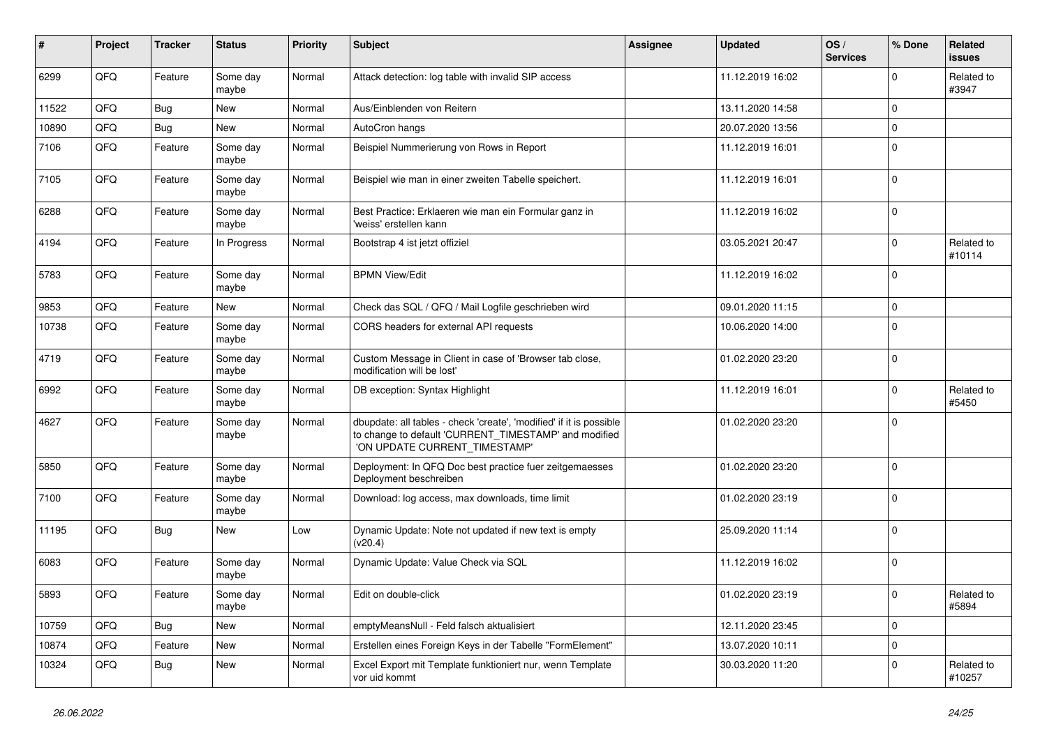| # | Project | Tracker | Status | Priority | Subject | Assignee | Updated | OS / Services | % Done | Related issues |
|---|---|---|---|---|---|---|---|---|---|---|
| 6299 | QFQ | Feature | Some day maybe | Normal | Attack detection: log table with invalid SIP access | | 11.12.2019 16:02 | | 0 | Related to #3947 |
| 11522 | QFQ | Bug | New | Normal | Aus/Einblenden von Reitern | | 13.11.2020 14:58 | | 0 | |
| 10890 | QFQ | Bug | New | Normal | AutoCron hangs | | 20.07.2020 13:56 | | 0 | |
| 7106 | QFQ | Feature | Some day maybe | Normal | Beispiel Nummerierung von Rows in Report | | 11.12.2019 16:01 | | 0 | |
| 7105 | QFQ | Feature | Some day maybe | Normal | Beispiel wie man in einer zweiten Tabelle speichert. | | 11.12.2019 16:01 | | 0 | |
| 6288 | QFQ | Feature | Some day maybe | Normal | Best Practice: Erklaeren wie man ein Formular ganz in 'weiss' erstellen kann | | 11.12.2019 16:02 | | 0 | |
| 4194 | QFQ | Feature | In Progress | Normal | Bootstrap 4 ist jetzt offiziel | | 03.05.2021 20:47 | | 0 | Related to #10114 |
| 5783 | QFQ | Feature | Some day maybe | Normal | BPMN View/Edit | | 11.12.2019 16:02 | | 0 | |
| 9853 | QFQ | Feature | New | Normal | Check das SQL / QFQ / Mail Logfile geschrieben wird | | 09.01.2020 11:15 | | 0 | |
| 10738 | QFQ | Feature | Some day maybe | Normal | CORS headers for external API requests | | 10.06.2020 14:00 | | 0 | |
| 4719 | QFQ | Feature | Some day maybe | Normal | Custom Message in Client in case of 'Browser tab close, modification will be lost' | | 01.02.2020 23:20 | | 0 | |
| 6992 | QFQ | Feature | Some day maybe | Normal | DB exception: Syntax Highlight | | 11.12.2019 16:01 | | 0 | Related to #5450 |
| 4627 | QFQ | Feature | Some day maybe | Normal | dbupdate: all tables - check 'create', 'modified' if it is possible to change to default 'CURRENT_TIMESTAMP' and modified 'ON UPDATE CURRENT_TIMESTAMP' | | 01.02.2020 23:20 | | 0 | |
| 5850 | QFQ | Feature | Some day maybe | Normal | Deployment: In QFQ Doc best practice fuer zeitgemaesses Deployment beschreiben | | 01.02.2020 23:20 | | 0 | |
| 7100 | QFQ | Feature | Some day maybe | Normal | Download: log access, max downloads, time limit | | 01.02.2020 23:19 | | 0 | |
| 11195 | QFQ | Bug | New | Low | Dynamic Update: Note not updated if new text is empty (v20.4) | | 25.09.2020 11:14 | | 0 | |
| 6083 | QFQ | Feature | Some day maybe | Normal | Dynamic Update: Value Check via SQL | | 11.12.2019 16:02 | | 0 | |
| 5893 | QFQ | Feature | Some day maybe | Normal | Edit on double-click | | 01.02.2020 23:19 | | 0 | Related to #5894 |
| 10759 | QFQ | Bug | New | Normal | emptyMeansNull - Feld falsch aktualisiert | | 12.11.2020 23:45 | | 0 | |
| 10874 | QFQ | Feature | New | Normal | Erstellen eines Foreign Keys in der Tabelle "FormElement" | | 13.07.2020 10:11 | | 0 | |
| 10324 | QFQ | Bug | New | Normal | Excel Export mit Template funktioniert nur, wenn Template vor uid kommt | | 30.03.2020 11:20 | | 0 | Related to #10257 |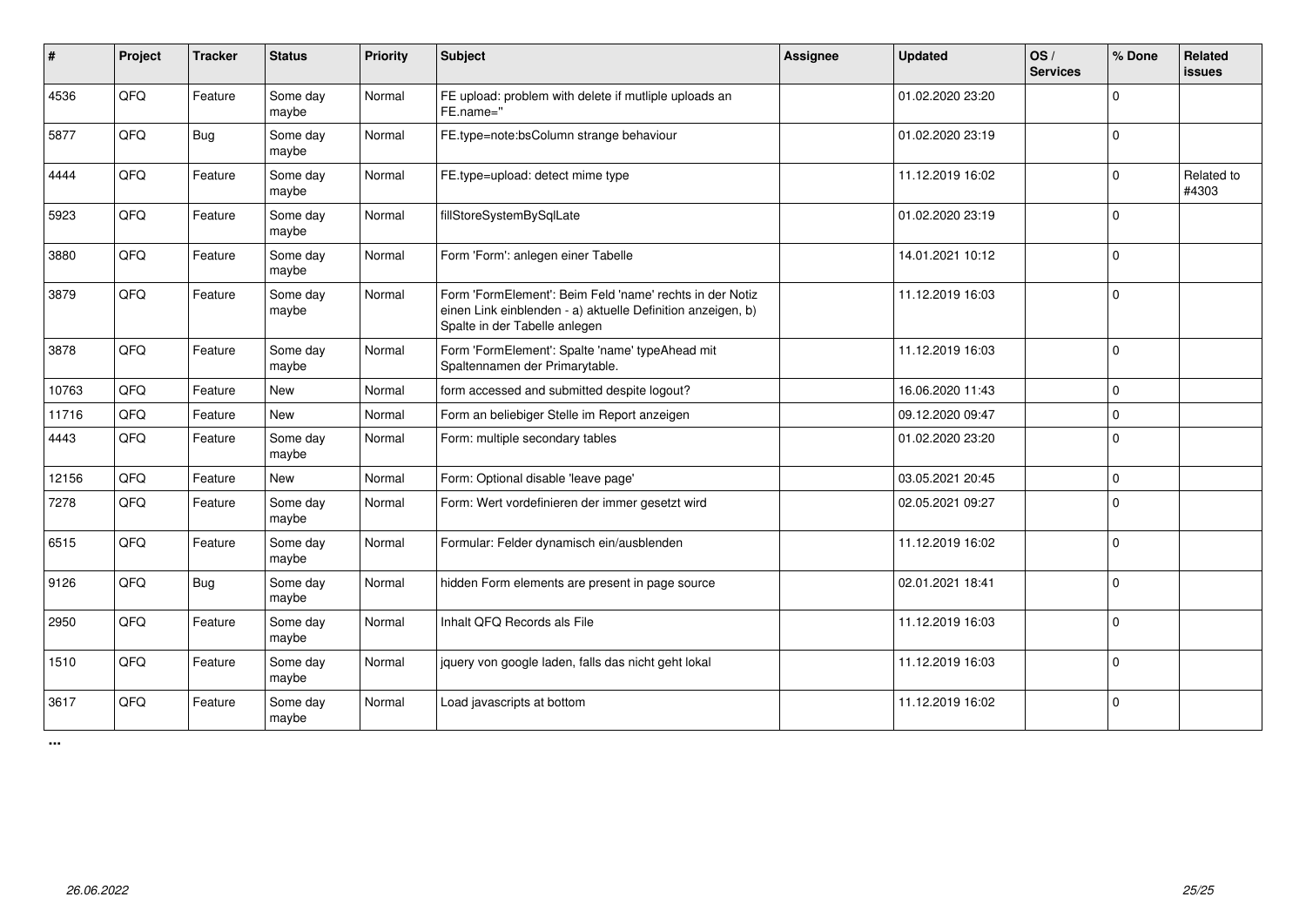| # | Project | Tracker | Status | Priority | Subject | Assignee | Updated | OS / Services | % Done | Related issues |
|---|---|---|---|---|---|---|---|---|---|---|
| 4536 | QFQ | Feature | Some day maybe | Normal | FE upload: problem with delete if mutliple uploads an FE.name=" | | 01.02.2020 23:20 | | 0 | |
| 5877 | QFQ | Bug | Some day maybe | Normal | FE.type=note:bsColumn strange behaviour | | 01.02.2020 23:19 | | 0 | |
| 4444 | QFQ | Feature | Some day maybe | Normal | FE.type=upload: detect mime type | | 11.12.2019 16:02 | | 0 | Related to #4303 |
| 5923 | QFQ | Feature | Some day maybe | Normal | fillStoreSystemBySqlLate | | 01.02.2020 23:19 | | 0 | |
| 3880 | QFQ | Feature | Some day maybe | Normal | Form 'Form': anlegen einer Tabelle | | 14.01.2021 10:12 | | 0 | |
| 3879 | QFQ | Feature | Some day maybe | Normal | Form 'FormElement': Beim Feld 'name' rechts in der Notiz einen Link einblenden - a) aktuelle Definition anzeigen, b) Spalte in der Tabelle anlegen | | 11.12.2019 16:03 | | 0 | |
| 3878 | QFQ | Feature | Some day maybe | Normal | Form 'FormElement': Spalte 'name' typeAhead mit Spaltennamen der Primarytable. | | 11.12.2019 16:03 | | 0 | |
| 10763 | QFQ | Feature | New | Normal | form accessed and submitted despite logout? | | 16.06.2020 11:43 | | 0 | |
| 11716 | QFQ | Feature | New | Normal | Form an beliebiger Stelle im Report anzeigen | | 09.12.2020 09:47 | | 0 | |
| 4443 | QFQ | Feature | Some day maybe | Normal | Form: multiple secondary tables | | 01.02.2020 23:20 | | 0 | |
| 12156 | QFQ | Feature | New | Normal | Form: Optional disable 'leave page' | | 03.05.2021 20:45 | | 0 | |
| 7278 | QFQ | Feature | Some day maybe | Normal | Form: Wert vordefinieren der immer gesetzt wird | | 02.05.2021 09:27 | | 0 | |
| 6515 | QFQ | Feature | Some day maybe | Normal | Formular: Felder dynamisch ein/ausblenden | | 11.12.2019 16:02 | | 0 | |
| 9126 | QFQ | Bug | Some day maybe | Normal | hidden Form elements are present in page source | | 02.01.2021 18:41 | | 0 | |
| 2950 | QFQ | Feature | Some day maybe | Normal | Inhalt QFQ Records als File | | 11.12.2019 16:03 | | 0 | |
| 1510 | QFQ | Feature | Some day maybe | Normal | jquery von google laden, falls das nicht geht lokal | | 11.12.2019 16:03 | | 0 | |
| 3617 | QFQ | Feature | Some day maybe | Normal | Load javascripts at bottom | | 11.12.2019 16:02 | | 0 | |

...